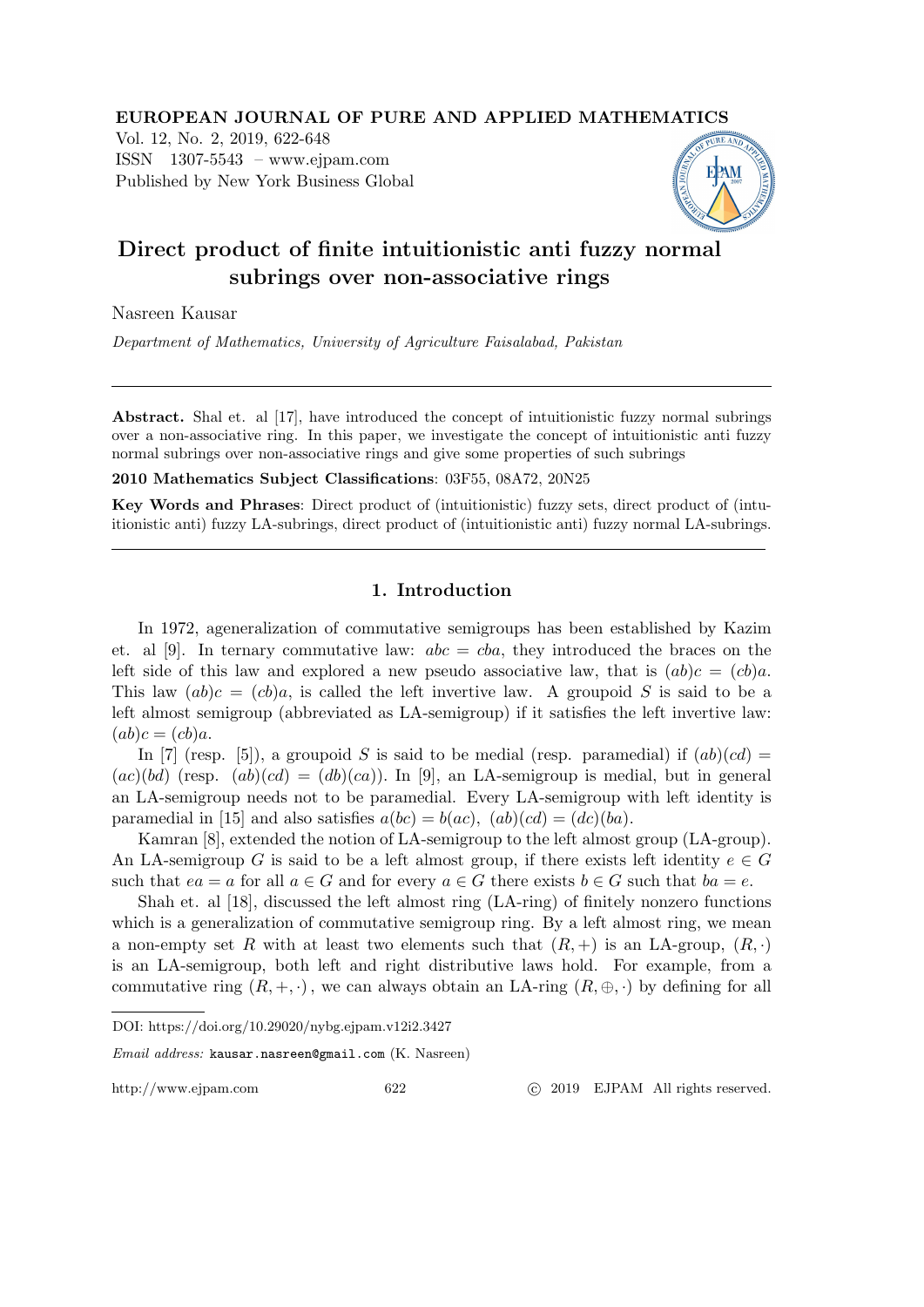**EUROPEAN JOURNAL OF PURE AND APPLIED MATHEMATICS**
Vol. 12, No. 2, 2019, 622-648
ISSN 1307-5543 – www.ejpam.com
Published by New York Business Global

# Direct product of finite intuitionistic anti fuzzy normal subrings over non-associative rings

Nasreen Kausar

*Department of Mathematics, University of Agriculture Faisalabad, Pakistan*

---

**Abstract.** Shal et. al [17], have introduced the concept of intuitionistic fuzzy normal subrings over a non-associative ring. In this paper, we investigate the concept of intuitionistic anti fuzzy normal subrings over non-associative rings and give some properties of such subrings

**2010 Mathematics Subject Classifications**: 03F55, 08A72, 20N25

**Key Words and Phrases**: Direct product of (intuitionistic) fuzzy sets, direct product of (intuitionistic anti) fuzzy LA-subrings, direct product of (intuitionistic anti) fuzzy normal LA-subrings.

---

## 1. Introduction

In 1972, ageneralization of commutative semigroups has been established by Kazim et. al [9]. In ternary commutative law: $abc = cba$, they introduced the braces on the left side of this law and explored a new pseudo associative law, that is $(ab)c = (cb)a$. This law $(ab)c = (cb)a$, is called the left invertive law. A groupoid $S$ is said to be a left almost semigroup (abbreviated as LA-semigroup) if it satisfies the left invertive law: $(ab)c = (cb)a$.

In [7] (resp. [5]), a groupoid $S$ is said to be medial (resp. paramedial) if $(ab)(cd) = (ac)(bd)$ (resp. $(ab)(cd) = (db)(ca)$). In [9], an LA-semigroup is medial, but in general an LA-semigroup needs not to be paramedial. Every LA-semigroup with left identity is paramedial in [15] and also satisfies $a(bc) = b(ac)$, $(ab)(cd) = (dc)(ba)$.

Kamran [8], extended the notion of LA-semigroup to the left almost group (LA-group). An LA-semigroup $G$ is said to be a left almost group, if there exists left identity $e \in G$ such that $ea = a$ for all $a \in G$ and for every $a \in G$ there exists $b \in G$ such that $ba = e$.

Shah et. al [18], discussed the left almost ring (LA-ring) of finitely nonzero functions which is a generalization of commutative semigroup ring. By a left almost ring, we mean a non-empty set $R$ with at least two elements such that $(R, +)$ is an LA-group, $(R, \cdot)$ is an LA-semigroup, both left and right distributive laws hold. For example, from a commutative ring $(R, +, \cdot)$, we can always obtain an LA-ring $(R, \oplus, \cdot)$ by defining for all

---

DOI: https://doi.org/10.29020/nybg.ejpam.v12i2.3427

*Email address:* kausar.nasreen@gmail.com (K. Nasreen)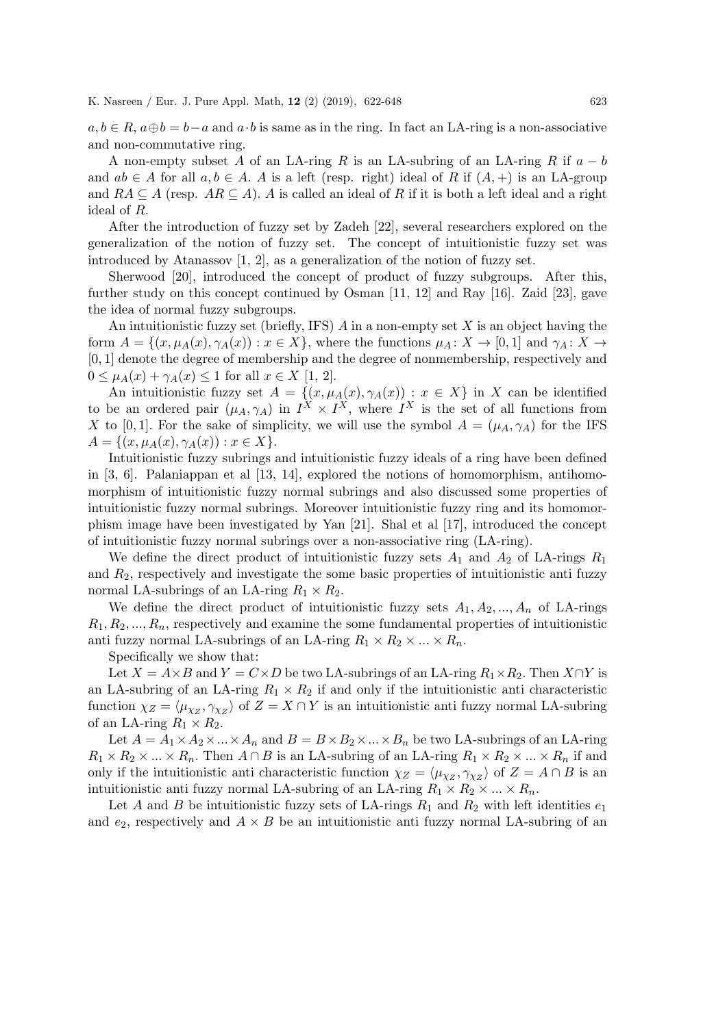$a, b \in R$, $a \oplus b = b - a$ and $a \cdot b$ is same as in the ring. In fact an LA-ring is a non-associative and non-commutative ring.

A non-empty subset $A$ of an LA-ring $R$ is an LA-subring of an LA-ring $R$ if $a - b$ and $ab \in A$ for all $a, b \in A$. $A$ is a left (resp. right) ideal of $R$ if $(A, +)$ is an LA-group and $RA \subseteq A$ (resp. $AR \subseteq A$). $A$ is called an ideal of $R$ if it is both a left ideal and a right ideal of $R$.

After the introduction of fuzzy set by Zadeh [22], several researchers explored on the generalization of the notion of fuzzy set. The concept of intuitionistic fuzzy set was introduced by Atanassov [1, 2], as a generalization of the notion of fuzzy set.

Sherwood [20], introduced the concept of product of fuzzy subgroups. After this, further study on this concept continued by Osman [11, 12] and Ray [16]. Zaid [23], gave the idea of normal fuzzy subgroups.

An intuitionistic fuzzy set (briefly, IFS) $A$ in a non-empty set $X$ is an object having the form $A = \{(x, \mu_A(x), \gamma_A(x)) : x \in X\}$, where the functions $\mu_A \colon X \to [0,1]$ and $\gamma_A \colon X \to [0,1]$ denote the degree of membership and the degree of nonmembership, respectively and $0 \leq \mu_A(x) + \gamma_A(x) \leq 1$ for all $x \in X$ [1, 2].

An intuitionistic fuzzy set $A = \{(x, \mu_A(x), \gamma_A(x)) : x \in X\}$ in $X$ can be identified to be an ordered pair $(\mu_A, \gamma_A)$ in $I^X \times I^X$, where $I^X$ is the set of all functions from $X$ to $[0,1]$. For the sake of simplicity, we will use the symbol $A = (\mu_A, \gamma_A)$ for the IFS $A = \{(x, \mu_A(x), \gamma_A(x)) : x \in X\}$.

Intuitionistic fuzzy subrings and intuitionistic fuzzy ideals of a ring have been defined in [3, 6]. Palaniappan et al [13, 14], explored the notions of homomorphism, antihomomorphism of intuitionistic fuzzy normal subrings and also discussed some properties of intuitionistic fuzzy normal subrings. Moreover intuitionistic fuzzy ring and its homomorphism image have been investigated by Yan [21]. Shal et al [17], introduced the concept of intuitionistic fuzzy normal subrings over a non-associative ring (LA-ring).

We define the direct product of intuitionistic fuzzy sets $A_1$ and $A_2$ of LA-rings $R_1$ and $R_2$, respectively and investigate the some basic properties of intuitionistic anti fuzzy normal LA-subrings of an LA-ring $R_1 \times R_2$.

We define the direct product of intuitionistic fuzzy sets $A_1, A_2, ..., A_n$ of LA-rings $R_1, R_2, ..., R_n$, respectively and examine the some fundamental properties of intuitionistic anti fuzzy normal LA-subrings of an LA-ring $R_1 \times R_2 \times ... \times R_n$.

Specifically we show that:

Let $X = A \times B$ and $Y = C \times D$ be two LA-subrings of an LA-ring $R_1 \times R_2$. Then $X \cap Y$ is an LA-subring of an LA-ring $R_1 \times R_2$ if and only if the intuitionistic anti characteristic function $\chi_Z = \langle \mu_{\chi_Z}, \gamma_{\chi_Z} \rangle$ of $Z = X \cap Y$ is an intuitionistic anti fuzzy normal LA-subring of an LA-ring $R_1 \times R_2$.

Let $A = A_1 \times A_2 \times ... \times A_n$ and $B = B \times B_2 \times ... \times B_n$ be two LA-subrings of an LA-ring $R_1 \times R_2 \times ... \times R_n$. Then $A \cap B$ is an LA-subring of an LA-ring $R_1 \times R_2 \times ... \times R_n$ if and only if the intuitionistic anti characteristic function $\chi_Z = \langle \mu_{\chi_Z}, \gamma_{\chi_Z} \rangle$ of $Z = A \cap B$ is an intuitionistic anti fuzzy normal LA-subring of an LA-ring $R_1 \times R_2 \times ... \times R_n$.

Let $A$ and $B$ be intuitionistic fuzzy sets of LA-rings $R_1$ and $R_2$ with left identities $e_1$ and $e_2$, respectively and $A \times B$ be an intuitionistic anti fuzzy normal LA-subring of an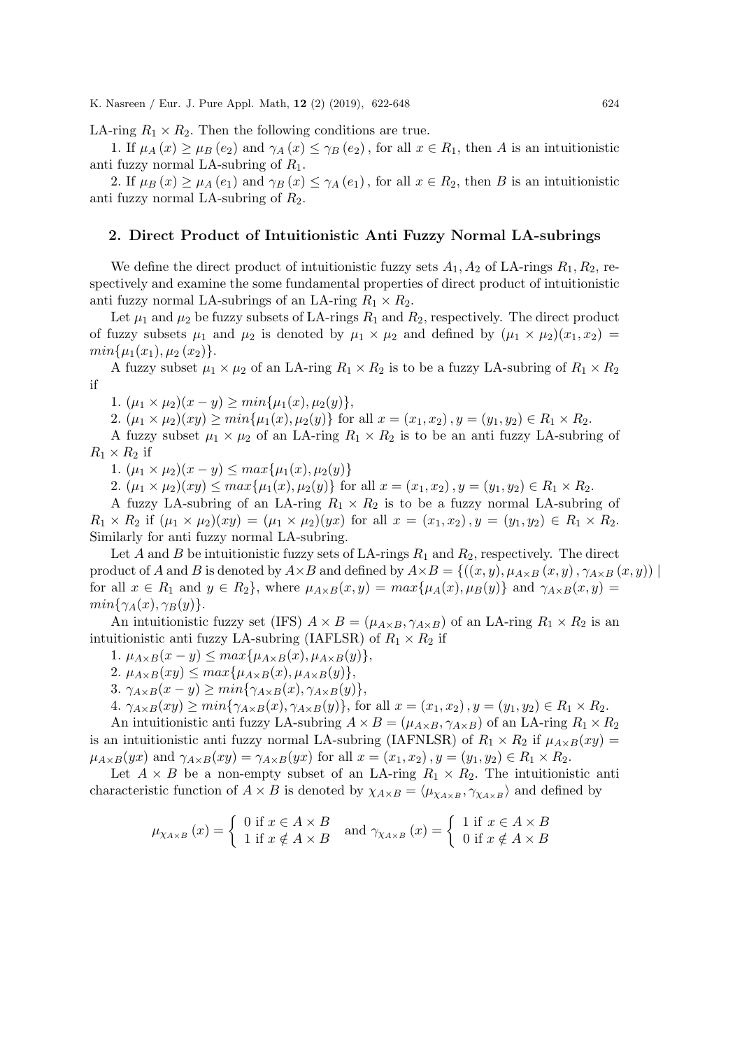LA-ring $R_1 \times R_2$. Then the following conditions are true.

1. If $\mu_A(x) \geq \mu_B(e_2)$ and $\gamma_A(x) \leq \gamma_B(e_2)$, for all $x \in R_1$, then $A$ is an intuitionistic anti fuzzy normal LA-subring of $R_1$.

2. If $\mu_B(x) \geq \mu_A(e_1)$ and $\gamma_B(x) \leq \gamma_A(e_1)$, for all $x \in R_2$, then $B$ is an intuitionistic anti fuzzy normal LA-subring of $R_2$.

## 2. Direct Product of Intuitionistic Anti Fuzzy Normal LA-subrings

We define the direct product of intuitionistic fuzzy sets $A_1, A_2$ of LA-rings $R_1, R_2$, respectively and examine the some fundamental properties of direct product of intuitionistic anti fuzzy normal LA-subrings of an LA-ring $R_1 \times R_2$.

Let $\mu_1$ and $\mu_2$ be fuzzy subsets of LA-rings $R_1$ and $R_2$, respectively. The direct product of fuzzy subsets $\mu_1$ and $\mu_2$ is denoted by $\mu_1 \times \mu_2$ and defined by $(\mu_1 \times \mu_2)(x_1, x_2) = min\{\mu_1(x_1), \mu_2(x_2)\}$.

A fuzzy subset $\mu_1 \times \mu_2$ of an LA-ring $R_1 \times R_2$ is to be a fuzzy LA-subring of $R_1 \times R_2$ if

1. $(\mu_1 \times \mu_2)(x - y) \geq min\{\mu_1(x), \mu_2(y)\}$,
2. $(\mu_1 \times \mu_2)(xy) \geq min\{\mu_1(x), \mu_2(y)\}$ for all $x = (x_1, x_2), y = (y_1, y_2) \in R_1 \times R_2$.

A fuzzy subset $\mu_1 \times \mu_2$ of an LA-ring $R_1 \times R_2$ is to be an anti fuzzy LA-subring of $R_1 \times R_2$ if

1. $(\mu_1 \times \mu_2)(x - y) \leq max\{\mu_1(x), \mu_2(y)\}$
2. $(\mu_1 \times \mu_2)(xy) \leq max\{\mu_1(x), \mu_2(y)\}$ for all $x = (x_1, x_2), y = (y_1, y_2) \in R_1 \times R_2$.

A fuzzy LA-subring of an LA-ring $R_1 \times R_2$ is to be a fuzzy normal LA-subring of $R_1 \times R_2$ if $(\mu_1 \times \mu_2)(xy) = (\mu_1 \times \mu_2)(yx)$ for all $x = (x_1, x_2), y = (y_1, y_2) \in R_1 \times R_2$. Similarly for anti fuzzy normal LA-subring.

Let $A$ and $B$ be intuitionistic fuzzy sets of LA-rings $R_1$ and $R_2$, respectively. The direct product of $A$ and $B$ is denoted by $A \times B$ and defined by $A \times B = \{((x, y), \mu_{A\times B}(x, y), \gamma_{A\times B}(x, y)) \mid$ for all $x \in R_1$ and $y \in R_2\}$, where $\mu_{A\times B}(x, y) = max\{\mu_A(x), \mu_B(y)\}$ and $\gamma_{A\times B}(x, y) = min\{\gamma_A(x), \gamma_B(y)\}$.

An intuitionistic fuzzy set (IFS) $A \times B = (\mu_{A\times B}, \gamma_{A\times B})$ of an LA-ring $R_1 \times R_2$ is an intuitionistic anti fuzzy LA-subring (IAFLSR) of $R_1 \times R_2$ if

1. $\mu_{A\times B}(x - y) \leq max\{\mu_{A\times B}(x), \mu_{A\times B}(y)\}$,
2. $\mu_{A\times B}(xy) \leq max\{\mu_{A\times B}(x), \mu_{A\times B}(y)\}$,
3. $\gamma_{A\times B}(x - y) \geq min\{\gamma_{A\times B}(x), \gamma_{A\times B}(y)\}$,
4. $\gamma_{A\times B}(xy) \geq min\{\gamma_{A\times B}(x), \gamma_{A\times B}(y)\}$, for all $x = (x_1, x_2), y = (y_1, y_2) \in R_1 \times R_2$.

An intuitionistic anti fuzzy LA-subring $A \times B = (\mu_{A\times B}, \gamma_{A\times B})$ of an LA-ring $R_1 \times R_2$ is an intuitionistic anti fuzzy normal LA-subring (IAFNLSR) of $R_1 \times R_2$ if $\mu_{A\times B}(xy) = \mu_{A\times B}(yx)$ and $\gamma_{A\times B}(xy) = \gamma_{A\times B}(yx)$ for all $x = (x_1, x_2), y = (y_1, y_2) \in R_1 \times R_2$.

Let $A \times B$ be a non-empty subset of an LA-ring $R_1 \times R_2$. The intuitionistic anti characteristic function of $A \times B$ is denoted by $\chi_{A\times B} = \langle \mu_{\chi_{A\times B}}, \gamma_{\chi_{A\times B}} \rangle$ and defined by

$$\mu_{\chi_{A\times B}}(x) = \begin{cases} 0 \text{ if } x \in A \times B \\ 1 \text{ if } x \notin A \times B \end{cases} \quad \text{and } \gamma_{\chi_{A\times B}}(x) = \begin{cases} 1 \text{ if } x \in A \times B \\ 0 \text{ if } x \notin A \times B \end{cases}$$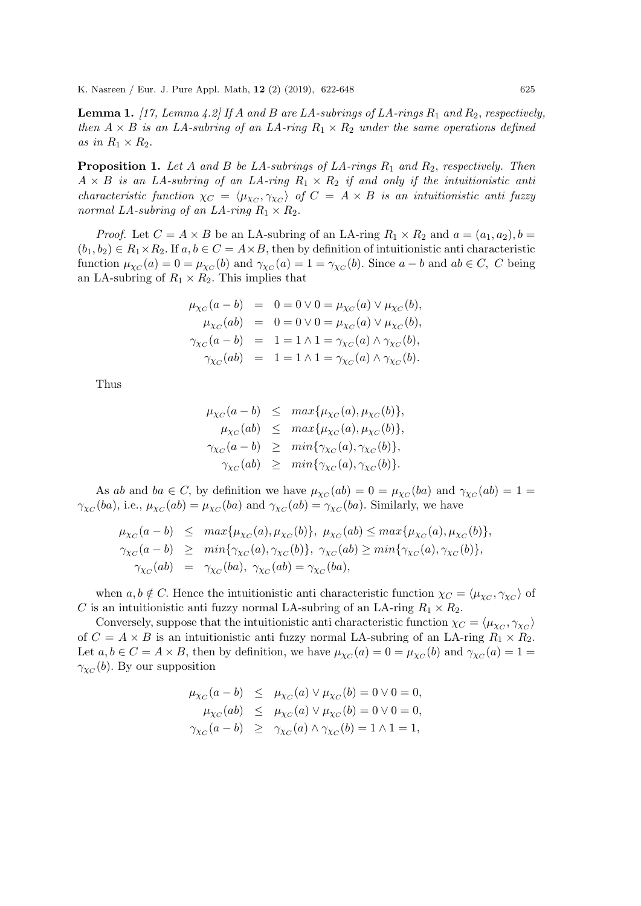**Lemma 1.** *[17, Lemma 4.2] If $A$ and $B$ are LA-subrings of LA-rings $R_1$ and $R_2$, respectively, then $A \times B$ is an LA-subring of an LA-ring $R_1 \times R_2$ under the same operations defined as in $R_1 \times R_2$.*

**Proposition 1.** *Let $A$ and $B$ be LA-subrings of LA-rings $R_1$ and $R_2$, respectively. Then $A \times B$ is an LA-subring of an LA-ring $R_1 \times R_2$ if and only if the intuitionistic anti characteristic function $\chi_C = \langle \mu_{\chi_C}, \gamma_{\chi_C} \rangle$ of $C = A \times B$ is an intuitionistic anti fuzzy normal LA-subring of an LA-ring $R_1 \times R_2$.*

*Proof.* Let $C = A \times B$ be an LA-subring of an LA-ring $R_1 \times R_2$ and $a = (a_1, a_2), b = (b_1, b_2) \in R_1 \times R_2$. If $a, b \in C = A \times B$, then by definition of intuitionistic anti characteristic function $\mu_{\chi_C}(a) = 0 = \mu_{\chi_C}(b)$ and $\gamma_{\chi_C}(a) = 1 = \gamma_{\chi_C}(b)$. Since $a - b$ and $ab \in C$, $C$ being an LA-subring of $R_1 \times R_2$. This implies that

$$
\begin{aligned}
\mu_{\chi_C}(a-b) &= 0 = 0 \vee 0 = \mu_{\chi_C}(a) \vee \mu_{\chi_C}(b), \\
\mu_{\chi_C}(ab) &= 0 = 0 \vee 0 = \mu_{\chi_C}(a) \vee \mu_{\chi_C}(b), \\
\gamma_{\chi_C}(a-b) &= 1 = 1 \wedge 1 = \gamma_{\chi_C}(a) \wedge \gamma_{\chi_C}(b), \\
\gamma_{\chi_C}(ab) &= 1 = 1 \wedge 1 = \gamma_{\chi_C}(a) \wedge \gamma_{\chi_C}(b).
\end{aligned}
$$

Thus

$$
\begin{aligned}
\mu_{\chi_C}(a-b) &\leq max\{\mu_{\chi_C}(a), \mu_{\chi_C}(b)\}, \\
\mu_{\chi_C}(ab) &\leq max\{\mu_{\chi_C}(a), \mu_{\chi_C}(b)\}, \\
\gamma_{\chi_C}(a-b) &\geq min\{\gamma_{\chi_C}(a), \gamma_{\chi_C}(b)\}, \\
\gamma_{\chi_C}(ab) &\geq min\{\gamma_{\chi_C}(a), \gamma_{\chi_C}(b)\}.
\end{aligned}
$$

As $ab$ and $ba \in C$, by definition we have $\mu_{\chi_C}(ab) = 0 = \mu_{\chi_C}(ba)$ and $\gamma_{\chi_C}(ab) = 1 = \gamma_{\chi_C}(ba)$, i.e., $\mu_{\chi_C}(ab) = \mu_{\chi_C}(ba)$ and $\gamma_{\chi_C}(ab) = \gamma_{\chi_C}(ba)$. Similarly, we have

$$
\begin{aligned}
\mu_{\chi_C}(a-b) &\leq max\{\mu_{\chi_C}(a), \mu_{\chi_C}(b)\}, \ \mu_{\chi_C}(ab) \leq max\{\mu_{\chi_C}(a), \mu_{\chi_C}(b)\}, \\
\gamma_{\chi_C}(a-b) &\geq min\{\gamma_{\chi_C}(a), \gamma_{\chi_C}(b)\}, \ \gamma_{\chi_C}(ab) \geq min\{\gamma_{\chi_C}(a), \gamma_{\chi_C}(b)\}, \\
\gamma_{\chi_C}(ab) &= \gamma_{\chi_C}(ba), \ \gamma_{\chi_C}(ab) = \gamma_{\chi_C}(ba),
\end{aligned}
$$

when $a, b \notin C$. Hence the intuitionistic anti characteristic function $\chi_C = \langle \mu_{\chi_C}, \gamma_{\chi_C} \rangle$ of $C$ is an intuitionistic anti fuzzy normal LA-subring of an LA-ring $R_1 \times R_2$.

Conversely, suppose that the intuitionistic anti characteristic function $\chi_C = \langle \mu_{\chi_C}, \gamma_{\chi_C} \rangle$ of $C = A \times B$ is an intuitionistic anti fuzzy normal LA-subring of an LA-ring $R_1 \times R_2$. Let $a, b \in C = A \times B$, then by definition, we have $\mu_{\chi_C}(a) = 0 = \mu_{\chi_C}(b)$ and $\gamma_{\chi_C}(a) = 1 = \gamma_{\chi_C}(b)$. By our supposition

$$
\begin{aligned}
\mu_{\chi_C}(a-b) &\leq \mu_{\chi_C}(a) \vee \mu_{\chi_C}(b) = 0 \vee 0 = 0, \\
\mu_{\chi_C}(ab) &\leq \mu_{\chi_C}(a) \vee \mu_{\chi_C}(b) = 0 \vee 0 = 0, \\
\gamma_{\chi_C}(a-b) &\geq \gamma_{\chi_C}(a) \wedge \gamma_{\chi_C}(b) = 1 \wedge 1 = 1,
\end{aligned}
$$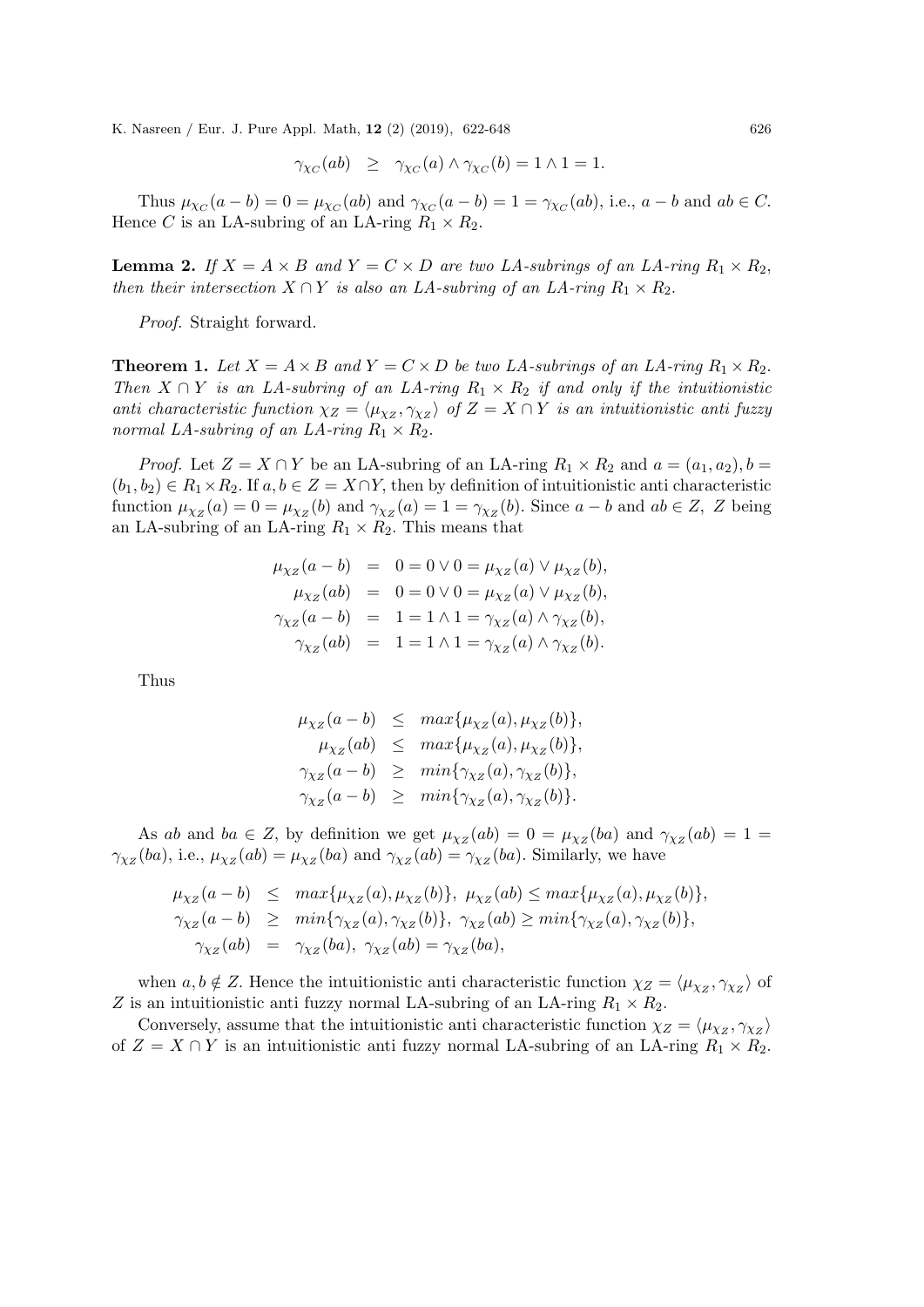$$\gamma_{\chi_C}(ab) \geq \gamma_{\chi_C}(a) \wedge \gamma_{\chi_C}(b) = 1 \wedge 1 = 1.$$

Thus $\mu_{\chi_C}(a-b) = 0 = \mu_{\chi_C}(ab)$ and $\gamma_{\chi_C}(a-b) = 1 = \gamma_{\chi_C}(ab)$, i.e., $a-b$ and $ab \in C$. Hence $C$ is an LA-subring of an LA-ring $R_1 \times R_2$.

**Lemma 2.** *If $X = A \times B$ and $Y = C \times D$ are two LA-subrings of an LA-ring $R_1 \times R_2$, then their intersection $X \cap Y$ is also an LA-subring of an LA-ring $R_1 \times R_2$.*

*Proof.* Straight forward.

**Theorem 1.** *Let $X = A \times B$ and $Y = C \times D$ be two LA-subrings of an LA-ring $R_1 \times R_2$. Then $X \cap Y$ is an LA-subring of an LA-ring $R_1 \times R_2$ if and only if the intuitionistic anti characteristic function $\chi_Z = \langle \mu_{\chi_Z}, \gamma_{\chi_Z} \rangle$ of $Z = X \cap Y$ is an intuitionistic anti fuzzy normal LA-subring of an LA-ring $R_1 \times R_2$.*

*Proof.* Let $Z = X \cap Y$ be an LA-subring of an LA-ring $R_1 \times R_2$ and $a = (a_1, a_2), b = (b_1, b_2) \in R_1 \times R_2$. If $a, b \in Z = X \cap Y$, then by definition of intuitionistic anti characteristic function $\mu_{\chi_Z}(a) = 0 = \mu_{\chi_Z}(b)$ and $\gamma_{\chi_Z}(a) = 1 = \gamma_{\chi_Z}(b)$. Since $a-b$ and $ab \in Z$, $Z$ being an LA-subring of an LA-ring $R_1 \times R_2$. This means that

$$\begin{aligned}
\mu_{\chi_Z}(a-b) &= 0 = 0 \vee 0 = \mu_{\chi_Z}(a) \vee \mu_{\chi_Z}(b), \\
\mu_{\chi_Z}(ab) &= 0 = 0 \vee 0 = \mu_{\chi_Z}(a) \vee \mu_{\chi_Z}(b), \\
\gamma_{\chi_Z}(a-b) &= 1 = 1 \wedge 1 = \gamma_{\chi_Z}(a) \wedge \gamma_{\chi_Z}(b), \\
\gamma_{\chi_Z}(ab) &= 1 = 1 \wedge 1 = \gamma_{\chi_Z}(a) \wedge \gamma_{\chi_Z}(b).
\end{aligned}$$

Thus

$$\begin{aligned}
\mu_{\chi_Z}(a-b) &\leq max\{\mu_{\chi_Z}(a), \mu_{\chi_Z}(b)\}, \\
\mu_{\chi_Z}(ab) &\leq max\{\mu_{\chi_Z}(a), \mu_{\chi_Z}(b)\}, \\
\gamma_{\chi_Z}(a-b) &\geq min\{\gamma_{\chi_Z}(a), \gamma_{\chi_Z}(b)\}, \\
\gamma_{\chi_Z}(a-b) &\geq min\{\gamma_{\chi_Z}(a), \gamma_{\chi_Z}(b)\}.
\end{aligned}$$

As $ab$ and $ba \in Z$, by definition we get $\mu_{\chi_Z}(ab) = 0 = \mu_{\chi_Z}(ba)$ and $\gamma_{\chi_Z}(ab) = 1 = \gamma_{\chi_Z}(ba)$, i.e., $\mu_{\chi_Z}(ab) = \mu_{\chi_Z}(ba)$ and $\gamma_{\chi_Z}(ab) = \gamma_{\chi_Z}(ba)$. Similarly, we have

$$\begin{aligned}
\mu_{\chi_Z}(a-b) &\leq max\{\mu_{\chi_Z}(a), \mu_{\chi_Z}(b)\}, \ \mu_{\chi_Z}(ab) \leq max\{\mu_{\chi_Z}(a), \mu_{\chi_Z}(b)\}, \\
\gamma_{\chi_Z}(a-b) &\geq min\{\gamma_{\chi_Z}(a), \gamma_{\chi_Z}(b)\}, \ \gamma_{\chi_Z}(ab) \geq min\{\gamma_{\chi_Z}(a), \mu_{\chi_Z}(b)\}, \\
\gamma_{\chi_Z}(ab) &= \gamma_{\chi_Z}(ba), \ \gamma_{\chi_Z}(ab) = \gamma_{\chi_Z}(ba),
\end{aligned}$$

when $a, b \notin Z$. Hence the intuitionistic anti characteristic function $\chi_Z = \langle \mu_{\chi_Z}, \gamma_{\chi_Z} \rangle$ of $Z$ is an intuitionistic anti fuzzy normal LA-subring of an LA-ring $R_1 \times R_2$.

Conversely, assume that the intuitionistic anti characteristic function $\chi_Z = \langle \mu_{\chi_Z}, \gamma_{\chi_Z} \rangle$ of $Z = X \cap Y$ is an intuitionistic anti fuzzy normal LA-subring of an LA-ring $R_1 \times R_2$.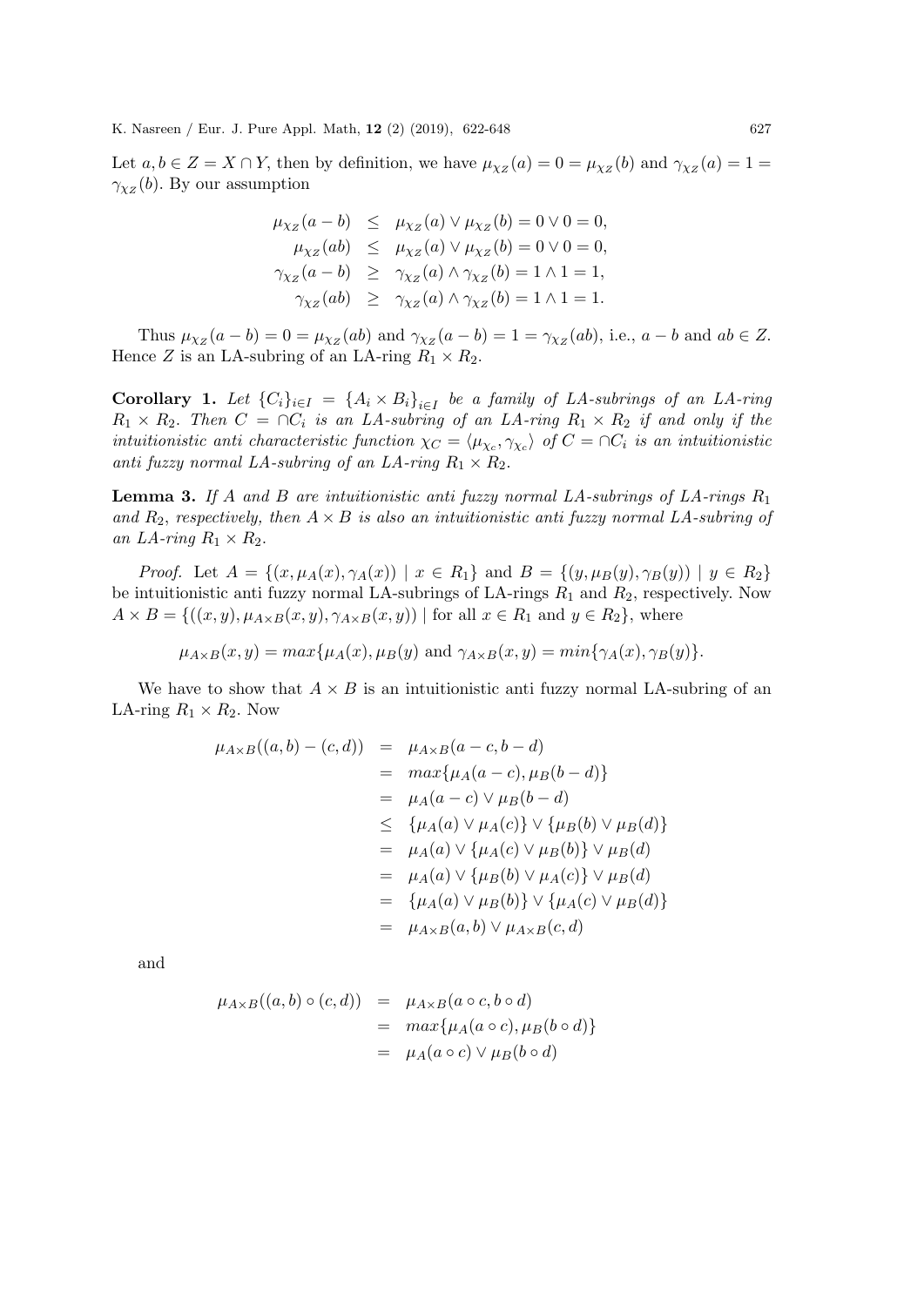Let $a, b \in Z = X \cap Y$, then by definition, we have $\mu_{\chi_Z}(a) = 0 = \mu_{\chi_Z}(b)$ and $\gamma_{\chi_Z}(a) = 1 = \gamma_{\chi_Z}(b)$. By our assumption

$$\begin{aligned}
\mu_{\chi_Z}(a-b) &\leq \mu_{\chi_Z}(a) \vee \mu_{\chi_Z}(b) = 0 \vee 0 = 0, \\
\mu_{\chi_Z}(ab) &\leq \mu_{\chi_Z}(a) \vee \mu_{\chi_Z}(b) = 0 \vee 0 = 0, \\
\gamma_{\chi_Z}(a-b) &\geq \gamma_{\chi_Z}(a) \wedge \gamma_{\chi_Z}(b) = 1 \wedge 1 = 1, \\
\gamma_{\chi_Z}(ab) &\geq \gamma_{\chi_Z}(a) \wedge \gamma_{\chi_Z}(b) = 1 \wedge 1 = 1.
\end{aligned}$$

Thus $\mu_{\chi_Z}(a-b) = 0 = \mu_{\chi_Z}(ab)$ and $\gamma_{\chi_Z}(a-b) = 1 = \gamma_{\chi_Z}(ab)$, i.e., $a-b$ and $ab \in Z$. Hence $Z$ is an LA-subring of an LA-ring $R_1 \times R_2$.

**Corollary 1.** *Let $\{C_i\}_{i \in I} = \{A_i \times B_i\}_{i \in I}$ be a family of LA-subrings of an LA-ring $R_1 \times R_2$. Then $C = \cap C_i$ is an LA-subring of an LA-ring $R_1 \times R_2$ if and only if the intuitionistic anti characteristic function $\chi_C = \langle \mu_{\chi_c}, \gamma_{\chi_c} \rangle$ of $C = \cap C_i$ is an intuitionistic anti fuzzy normal LA-subring of an LA-ring $R_1 \times R_2$.*

**Lemma 3.** *If $A$ and $B$ are intuitionistic anti fuzzy normal LA-subrings of LA-rings $R_1$ and $R_2$, respectively, then $A \times B$ is also an intuitionistic anti fuzzy normal LA-subring of an LA-ring $R_1 \times R_2$.*

*Proof.* Let $A = \{(x, \mu_A(x), \gamma_A(x)) \mid x \in R_1\}$ and $B = \{(y, \mu_B(y), \gamma_B(y)) \mid y \in R_2\}$ be intuitionistic anti fuzzy normal LA-subrings of LA-rings $R_1$ and $R_2$, respectively. Now $A \times B = \{((x, y), \mu_{A \times B}(x, y), \gamma_{A \times B}(x, y)) \mid \text{for all } x \in R_1 \text{ and } y \in R_2\}$, where

$$\mu_{A \times B}(x, y) = max\{\mu_A(x), \mu_B(y) \text{ and } \gamma_{A \times B}(x, y) = min\{\gamma_A(x), \gamma_B(y)\}.$$

We have to show that $A \times B$ is an intuitionistic anti fuzzy normal LA-subring of an LA-ring $R_1 \times R_2$. Now

$$\begin{aligned}
\mu_{A \times B}((a, b) - (c, d)) &= \mu_{A \times B}(a - c, b - d) \\
&= max\{\mu_A(a - c), \mu_B(b - d)\} \\
&= \mu_A(a - c) \vee \mu_B(b - d) \\
&\leq \{\mu_A(a) \vee \mu_A(c)\} \vee \{\mu_B(b) \vee \mu_B(d)\} \\
&= \mu_A(a) \vee \{\mu_A(c) \vee \mu_B(b)\} \vee \mu_B(d) \\
&= \mu_A(a) \vee \{\mu_B(b) \vee \mu_A(c)\} \vee \mu_B(d) \\
&= \{\mu_A(a) \vee \mu_B(b)\} \vee \{\mu_A(c) \vee \mu_B(d)\} \\
&= \mu_{A \times B}(a, b) \vee \mu_{A \times B}(c, d)
\end{aligned}$$

and

$$\begin{aligned}
\mu_{A \times B}((a, b) \circ (c, d)) &= \mu_{A \times B}(a \circ c, b \circ d) \\
&= max\{\mu_A(a \circ c), \mu_B(b \circ d)\} \\
&= \mu_A(a \circ c) \vee \mu_B(b \circ d)
\end{aligned}$$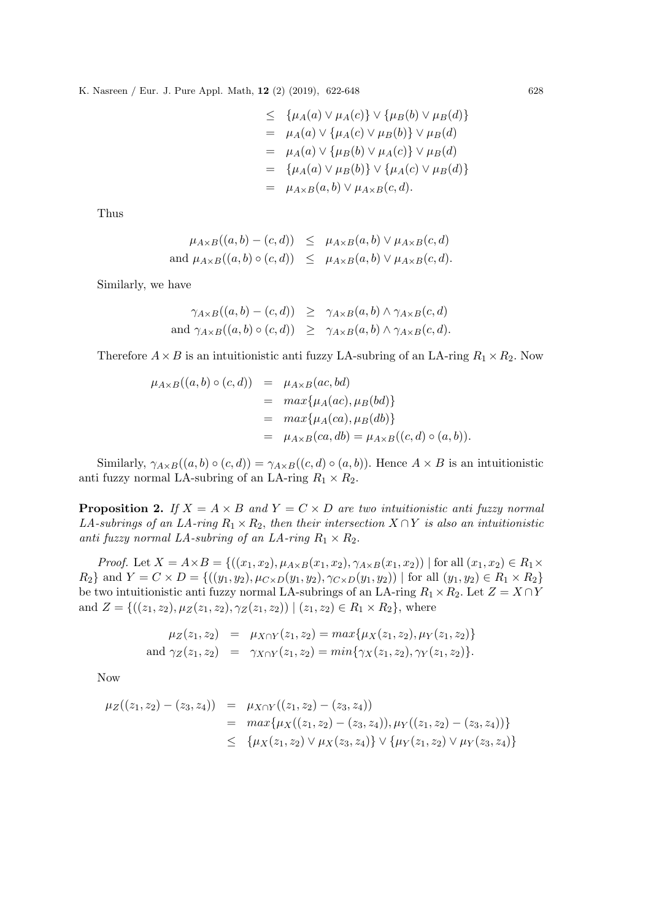$$
\begin{aligned}
&\leq \{\mu_A(a) \vee \mu_A(c)\} \vee \{\mu_B(b) \vee \mu_B(d)\} \\
&= \mu_A(a) \vee \{\mu_A(c) \vee \mu_B(b)\} \vee \mu_B(d) \\
&= \mu_A(a) \vee \{\mu_B(b) \vee \mu_A(c)\} \vee \mu_B(d) \\
&= \{\mu_A(a) \vee \mu_B(b)\} \vee \{\mu_A(c) \vee \mu_B(d)\} \\
&= \mu_{A\times B}(a,b) \vee \mu_{A\times B}(c,d).
\end{aligned}
$$

Thus

$$
\begin{aligned}
\mu_{A\times B}((a,b)-(c,d)) &\leq \mu_{A\times B}(a,b) \vee \mu_{A\times B}(c,d) \\
\text{and } \mu_{A\times B}((a,b)\circ(c,d)) &\leq \mu_{A\times B}(a,b) \vee \mu_{A\times B}(c,d).
\end{aligned}
$$

Similarly, we have

$$
\begin{aligned}
\gamma_{A\times B}((a,b)-(c,d)) &\geq \gamma_{A\times B}(a,b) \wedge \gamma_{A\times B}(c,d) \\
\text{and } \gamma_{A\times B}((a,b)\circ(c,d)) &\geq \gamma_{A\times B}(a,b) \wedge \gamma_{A\times B}(c,d).
\end{aligned}
$$

Therefore $A \times B$ is an intuitionistic anti fuzzy LA-subring of an LA-ring $R_1 \times R_2$. Now

$$
\begin{aligned}
\mu_{A\times B}((a,b)\circ(c,d)) &= \mu_{A\times B}(ac,bd) \\
&= max\{\mu_A(ac), \mu_B(bd)\} \\
&= max\{\mu_A(ca), \mu_B(db)\} \\
&= \mu_{A\times B}(ca,db) = \mu_{A\times B}((c,d)\circ(a,b)).
\end{aligned}
$$

Similarly, $\gamma_{A\times B}((a,b)\circ(c,d)) = \gamma_{A\times B}((c,d)\circ(a,b))$. Hence $A \times B$ is an intuitionistic anti fuzzy normal LA-subring of an LA-ring $R_1 \times R_2$.

**Proposition 2.** *If $X = A \times B$ and $Y = C \times D$ are two intuitionistic anti fuzzy normal LA-subrings of an LA-ring $R_1 \times R_2$, then their intersection $X \cap Y$ is also an intuitionistic anti fuzzy normal LA-subring of an LA-ring $R_1 \times R_2$.*

*Proof.* Let $X = A\times B = \{((x_1,x_2), \mu_{A\times B}(x_1,x_2), \gamma_{A\times B}(x_1,x_2)) \mid \text{for all } (x_1,x_2) \in R_1 \times R_2\}$ and $Y = C \times D = \{((y_1,y_2), \mu_{C\times D}(y_1,y_2), \gamma_{C\times D}(y_1,y_2)) \mid \text{for all } (y_1,y_2) \in R_1 \times R_2\}$ be two intuitionistic anti fuzzy normal LA-subrings of an LA-ring $R_1 \times R_2$. Let $Z = X \cap Y$ and $Z = \{((z_1,z_2), \mu_Z(z_1,z_2), \gamma_Z(z_1,z_2)) \mid (z_1,z_2) \in R_1 \times R_2\}$, where

$$
\begin{aligned}
\mu_Z(z_1,z_2) &= \mu_{X\cap Y}(z_1,z_2) = max\{\mu_X(z_1,z_2), \mu_Y(z_1,z_2)\} \\
\text{and } \gamma_Z(z_1,z_2) &= \gamma_{X\cap Y}(z_1,z_2) = min\{\gamma_X(z_1,z_2), \gamma_Y(z_1,z_2)\}.
\end{aligned}
$$

Now

$$
\begin{aligned}
\mu_Z((z_1,z_2)-(z_3,z_4)) &= \mu_{X\cap Y}((z_1,z_2)-(z_3,z_4)) \\
&= max\{\mu_X((z_1,z_2)-(z_3,z_4)), \mu_Y((z_1,z_2)-(z_3,z_4))\} \\
&\leq \{\mu_X(z_1,z_2) \vee \mu_X(z_3,z_4)\} \vee \{\mu_Y(z_1,z_2) \vee \mu_Y(z_3,z_4)\}
\end{aligned}
$$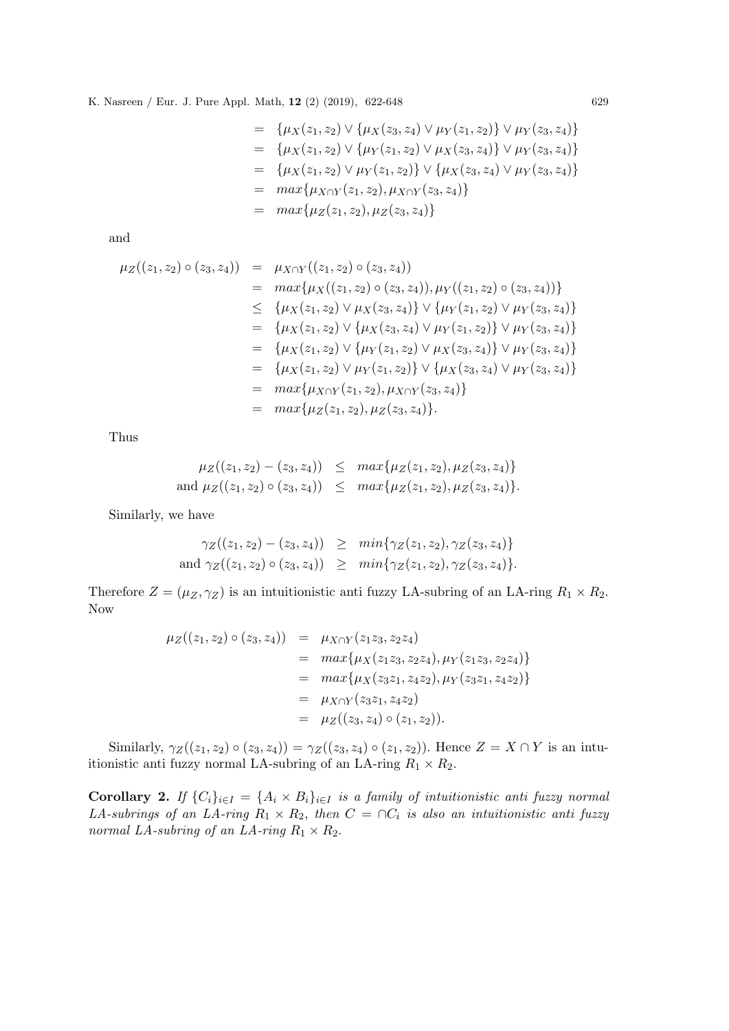$$
\begin{aligned}
&= \{\mu_X(z_1,z_2) \vee \{\mu_X(z_3,z_4) \vee \mu_Y(z_1,z_2)\} \vee \mu_Y(z_3,z_4)\} \\
&= \{\mu_X(z_1,z_2) \vee \{\mu_Y(z_1,z_2) \vee \mu_X(z_3,z_4)\} \vee \mu_Y(z_3,z_4)\} \\
&= \{\mu_X(z_1,z_2) \vee \mu_Y(z_1,z_2)\} \vee \{\mu_X(z_3,z_4) \vee \mu_Y(z_3,z_4)\} \\
&= max\{\mu_{X\cap Y}(z_1,z_2), \mu_{X\cap Y}(z_3,z_4)\} \\
&= max\{\mu_Z(z_1,z_2), \mu_Z(z_3,z_4)\}
\end{aligned}
$$

and

$$
\begin{aligned}
\mu_Z((z_1,z_2)\circ(z_3,z_4)) &= \mu_{X\cap Y}((z_1,z_2)\circ(z_3,z_4)) \\
&= max\{\mu_X((z_1,z_2)\circ(z_3,z_4)), \mu_Y((z_1,z_2)\circ(z_3,z_4))\} \\
&\leq \{\mu_X(z_1,z_2) \vee \mu_X(z_3,z_4)\} \vee \{\mu_Y(z_1,z_2) \vee \mu_Y(z_3,z_4)\} \\
&= \{\mu_X(z_1,z_2) \vee \{\mu_X(z_3,z_4) \vee \mu_Y(z_1,z_2)\} \vee \mu_Y(z_3,z_4)\} \\
&= \{\mu_X(z_1,z_2) \vee \{\mu_Y(z_1,z_2) \vee \mu_X(z_3,z_4)\} \vee \mu_Y(z_3,z_4)\} \\
&= \{\mu_X(z_1,z_2) \vee \mu_Y(z_1,z_2)\} \vee \{\mu_X(z_3,z_4) \vee \mu_Y(z_3,z_4)\} \\
&= max\{\mu_{X\cap Y}(z_1,z_2), \mu_{X\cap Y}(z_3,z_4)\} \\
&= max\{\mu_Z(z_1,z_2), \mu_Z(z_3,z_4)\}.
\end{aligned}
$$

Thus

$$
\begin{aligned}
\mu_Z((z_1,z_2)-(z_3,z_4)) &\leq max\{\mu_Z(z_1,z_2), \mu_Z(z_3,z_4)\} \\
\text{and } \mu_Z((z_1,z_2)\circ(z_3,z_4)) &\leq max\{\mu_Z(z_1,z_2), \mu_Z(z_3,z_4)\}.
\end{aligned}
$$

Similarly, we have

$$
\begin{aligned}
\gamma_Z((z_1,z_2)-(z_3,z_4)) &\geq min\{\gamma_Z(z_1,z_2), \gamma_Z(z_3,z_4)\} \\
\text{and } \gamma_Z((z_1,z_2)\circ(z_3,z_4)) &\geq min\{\gamma_Z(z_1,z_2), \gamma_Z(z_3,z_4)\}.
\end{aligned}
$$

Therefore $Z = (\mu_Z, \gamma_Z)$ is an intuitionistic anti fuzzy LA-subring of an LA-ring $R_1 \times R_2$. Now

$$
\begin{aligned}
\mu_Z((z_1,z_2)\circ(z_3,z_4)) &= \mu_{X\cap Y}(z_1z_3, z_2z_4) \\
&= max\{\mu_X(z_1z_3, z_2z_4), \mu_Y(z_1z_3, z_2z_4)\} \\
&= max\{\mu_X(z_3z_1, z_4z_2), \mu_Y(z_3z_1, z_4z_2)\} \\
&= \mu_{X\cap Y}(z_3z_1, z_4z_2) \\
&= \mu_Z((z_3,z_4)\circ(z_1,z_2)).
\end{aligned}
$$

Similarly, $\gamma_Z((z_1,z_2)\circ(z_3,z_4)) = \gamma_Z((z_3,z_4)\circ(z_1,z_2))$. Hence $Z = X \cap Y$ is an intuitionistic anti fuzzy normal LA-subring of an LA-ring $R_1 \times R_2$.

**Corollary 2.** *If $\{C_i\}_{i\in I} = \{A_i \times B_i\}_{i\in I}$ is a family of intuitionistic anti fuzzy normal LA-subrings of an LA-ring $R_1 \times R_2$, then $C = \cap C_i$ is also an intuitionistic anti fuzzy normal LA-subring of an LA-ring $R_1 \times R_2$.*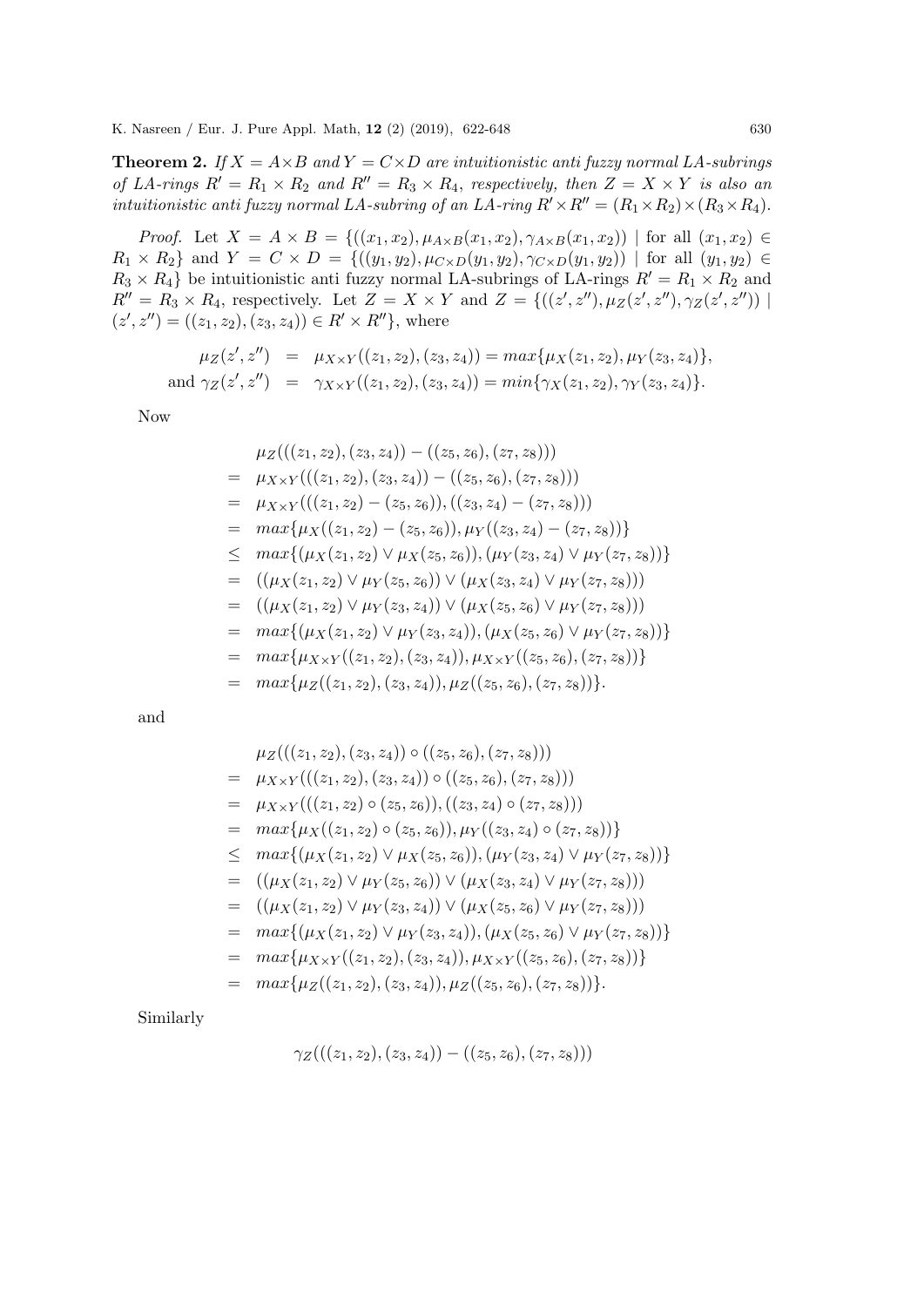**Theorem 2.** *If $X = A\times B$ and $Y = C\times D$ are intuitionistic anti fuzzy normal LA-subrings of LA-rings $R' = R_1 \times R_2$ and $R'' = R_3 \times R_4$, respectively, then $Z = X \times Y$ is also an intuitionistic anti fuzzy normal LA-subring of an LA-ring $R' \times R'' = (R_1 \times R_2) \times (R_3 \times R_4)$.*

*Proof.* Let $X = A \times B = \{((x_1, x_2), \mu_{A\times B}(x_1, x_2), \gamma_{A\times B}(x_1, x_2)) \mid \text{for all } (x_1, x_2) \in R_1 \times R_2\}$ and $Y = C \times D = \{((y_1, y_2), \mu_{C\times D}(y_1, y_2), \gamma_{C\times D}(y_1, y_2)) \mid \text{for all } (y_1, y_2) \in R_3 \times R_4\}$ be intuitionistic anti fuzzy normal LA-subrings of LA-rings $R' = R_1 \times R_2$ and $R'' = R_3 \times R_4$, respectively. Let $Z = X \times Y$ and $Z = \{((z', z''), \mu_Z(z', z''), \gamma_Z(z', z'')) \mid (z', z'') = ((z_1, z_2), (z_3, z_4)) \in R' \times R''\}$, where

$$\begin{aligned}
\mu_Z(z', z'') &= \mu_{X\times Y}((z_1, z_2), (z_3, z_4)) = max\{\mu_X(z_1, z_2), \mu_Y(z_3, z_4)\},\\
\text{and } \gamma_Z(z', z'') &= \gamma_{X\times Y}((z_1, z_2), (z_3, z_4)) = min\{\gamma_X(z_1, z_2), \gamma_Y(z_3, z_4)\}.
\end{aligned}$$

Now

$$\begin{aligned}
& \mu_Z(((z_1, z_2), (z_3, z_4)) - ((z_5, z_6), (z_7, z_8)))\\
= \;& \mu_{X\times Y}(((z_1, z_2), (z_3, z_4)) - ((z_5, z_6), (z_7, z_8)))\\
= \;& \mu_{X\times Y}(((z_1, z_2) - (z_5, z_6)), ((z_3, z_4) - (z_7, z_8)))\\
= \;& max\{\mu_X((z_1, z_2) - (z_5, z_6)), \mu_Y((z_3, z_4) - (z_7, z_8))\}\\
\leq \;& max\{(\mu_X(z_1, z_2) \vee \mu_X(z_5, z_6)), (\mu_Y(z_3, z_4) \vee \mu_Y(z_7, z_8))\}\\
= \;& ((\mu_X(z_1, z_2) \vee \mu_Y(z_5, z_6)) \vee (\mu_X(z_3, z_4) \vee \mu_Y(z_7, z_8)))\\
= \;& ((\mu_X(z_1, z_2) \vee \mu_Y(z_3, z_4)) \vee (\mu_X(z_5, z_6) \vee \mu_Y(z_7, z_8)))\\
= \;& max\{(\mu_X(z_1, z_2) \vee \mu_Y(z_3, z_4)), (\mu_X(z_5, z_6) \vee \mu_Y(z_7, z_8))\}\\
= \;& max\{\mu_{X\times Y}((z_1, z_2), (z_3, z_4)), \mu_{X\times Y}((z_5, z_6), (z_7, z_8))\}\\
= \;& max\{\mu_Z((z_1, z_2), (z_3, z_4)), \mu_Z((z_5, z_6), (z_7, z_8))\}.
\end{aligned}$$

and

$$\begin{aligned}
& \mu_Z(((z_1, z_2), (z_3, z_4)) \circ ((z_5, z_6), (z_7, z_8)))\\
= \;& \mu_{X\times Y}(((z_1, z_2), (z_3, z_4)) \circ ((z_5, z_6), (z_7, z_8)))\\
= \;& \mu_{X\times Y}(((z_1, z_2) \circ (z_5, z_6)), ((z_3, z_4) \circ (z_7, z_8)))\\
= \;& max\{\mu_X((z_1, z_2) \circ (z_5, z_6)), \mu_Y((z_3, z_4) \circ (z_7, z_8))\}\\
\leq \;& max\{(\mu_X(z_1, z_2) \vee \mu_X(z_5, z_6)), (\mu_Y(z_3, z_4) \vee \mu_Y(z_7, z_8))\}\\
= \;& ((\mu_X(z_1, z_2) \vee \mu_Y(z_5, z_6)) \vee (\mu_X(z_3, z_4) \vee \mu_Y(z_7, z_8)))\\
= \;& ((\mu_X(z_1, z_2) \vee \mu_Y(z_3, z_4)) \vee (\mu_X(z_5, z_6) \vee \mu_Y(z_7, z_8)))\\
= \;& max\{(\mu_X(z_1, z_2) \vee \mu_Y(z_3, z_4)), (\mu_X(z_5, z_6) \vee \mu_Y(z_7, z_8))\}\\
= \;& max\{\mu_{X\times Y}((z_1, z_2), (z_3, z_4)), \mu_{X\times Y}((z_5, z_6), (z_7, z_8))\}\\
= \;& max\{\mu_Z((z_1, z_2), (z_3, z_4)), \mu_Z((z_5, z_6), (z_7, z_8))\}.
\end{aligned}$$

Similarly

$$\gamma_Z(((z_1, z_2), (z_3, z_4)) - ((z_5, z_6), (z_7, z_8)))$$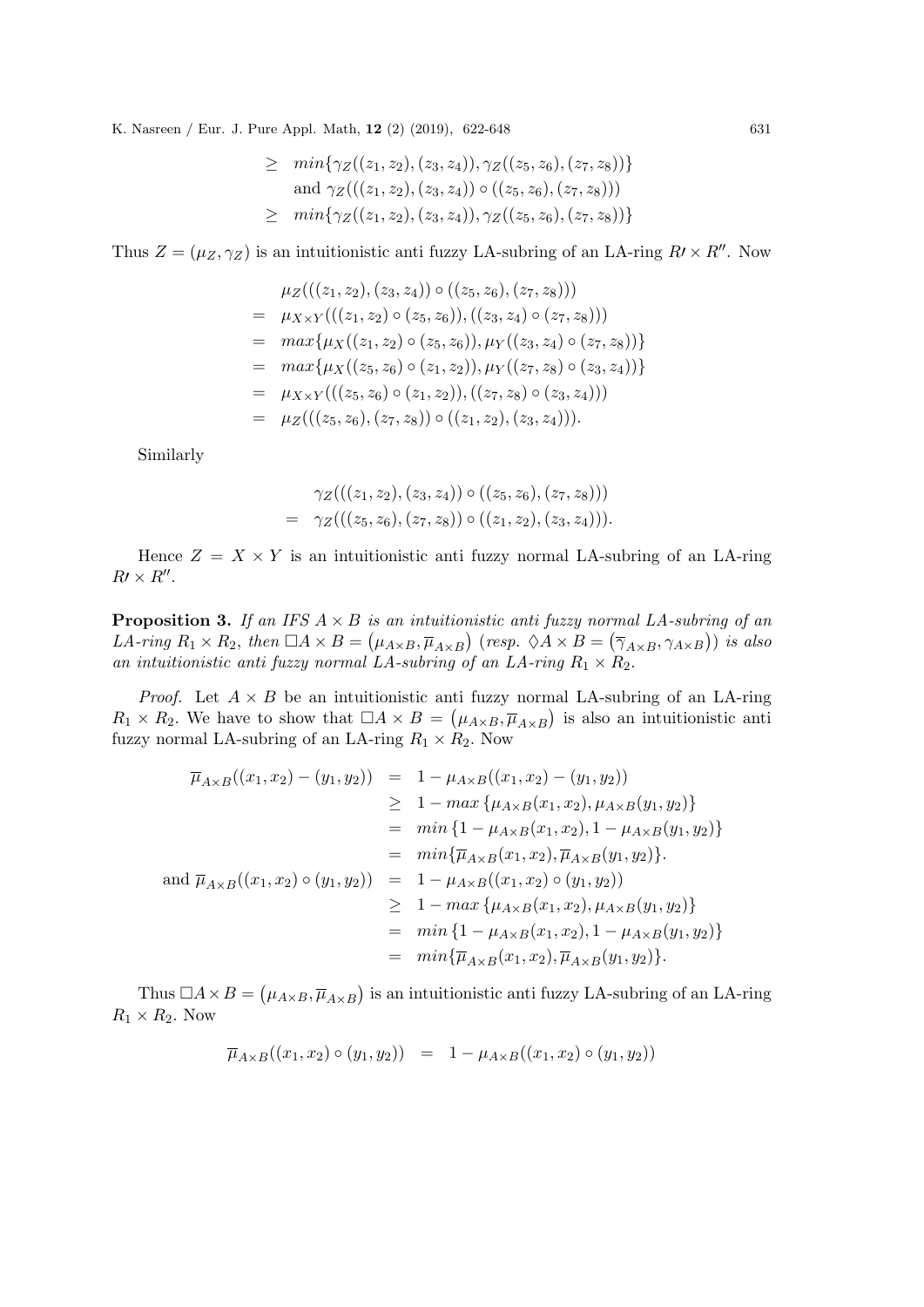$$
\begin{aligned}
&\geq \; min\{\gamma_Z((z_1,z_2),(z_3,z_4)), \gamma_Z((z_5,z_6),(z_7,z_8))\} \\
&\quad \text{and } \gamma_Z(((z_1,z_2),(z_3,z_4)) \circ ((z_5,z_6),(z_7,z_8))) \\
&\geq \; min\{\gamma_Z((z_1,z_2),(z_3,z_4)), \gamma_Z((z_5,z_6),(z_7,z_8))\}
\end{aligned}
$$

Thus $Z = (\mu_Z, \gamma_Z)$ is an intuitionistic anti fuzzy LA-subring of an LA-ring $R\prime \times R''$. Now

$$
\begin{aligned}
& \mu_Z(((z_1,z_2),(z_3,z_4)) \circ ((z_5,z_6),(z_7,z_8))) \\
= \; & \mu_{X\times Y}(((z_1,z_2)\circ(z_5,z_6)),((z_3,z_4)\circ(z_7,z_8))) \\
= \; & max\{\mu_X((z_1,z_2)\circ(z_5,z_6)), \mu_Y((z_3,z_4)\circ(z_7,z_8))\} \\
= \; & max\{\mu_X((z_5,z_6)\circ(z_1,z_2)), \mu_Y((z_7,z_8)\circ(z_3,z_4))\} \\
= \; & \mu_{X\times Y}(((z_5,z_6)\circ(z_1,z_2)),((z_7,z_8)\circ(z_3,z_4))) \\
= \; & \mu_Z(((z_5,z_6),(z_7,z_8)) \circ ((z_1,z_2),(z_3,z_4))).
\end{aligned}
$$

Similarly

$$
\begin{aligned}
& \gamma_Z(((z_1,z_2),(z_3,z_4)) \circ ((z_5,z_6),(z_7,z_8))) \\
= \; & \gamma_Z(((z_5,z_6),(z_7,z_8)) \circ ((z_1,z_2),(z_3,z_4))).
\end{aligned}
$$

Hence $Z = X \times Y$ is an intuitionistic anti fuzzy normal LA-subring of an LA-ring $R\prime \times R''$.

**Proposition 3.** *If an IFS $A \times B$ is an intuitionistic anti fuzzy normal LA-subring of an LA-ring $R_1 \times R_2$, then $\square A \times B = \left(\mu_{A\times B}, \overline{\mu}_{A\times B}\right)$ (resp. $\Diamond A \times B = \left(\overline{\gamma}_{A\times B}, \gamma_{A\times B}\right)$) is also an intuitionistic anti fuzzy normal LA-subring of an LA-ring $R_1 \times R_2$.*

*Proof.* Let $A \times B$ be an intuitionistic anti fuzzy normal LA-subring of an LA-ring $R_1 \times R_2$. We have to show that $\square A \times B = \left(\mu_{A\times B}, \overline{\mu}_{A\times B}\right)$ is also an intuitionistic anti fuzzy normal LA-subring of an LA-ring $R_1 \times R_2$. Now

$$
\begin{aligned}
\overline{\mu}_{A\times B}((x_1,x_2)-(y_1,y_2)) &= 1-\mu_{A\times B}((x_1,x_2)-(y_1,y_2)) \\
&\geq 1 - max\left\{\mu_{A\times B}(x_1,x_2), \mu_{A\times B}(y_1,y_2)\right\} \\
&= min\left\{1-\mu_{A\times B}(x_1,x_2), 1-\mu_{A\times B}(y_1,y_2)\right\} \\
&= min\{\overline{\mu}_{A\times B}(x_1,x_2), \overline{\mu}_{A\times B}(y_1,y_2)\}. \\
\text{and } \overline{\mu}_{A\times B}((x_1,x_2)\circ(y_1,y_2)) &= 1-\mu_{A\times B}((x_1,x_2)\circ(y_1,y_2)) \\
&\geq 1 - max\left\{\mu_{A\times B}(x_1,x_2), \mu_{A\times B}(y_1,y_2)\right\} \\
&= min\left\{1-\mu_{A\times B}(x_1,x_2), 1-\mu_{A\times B}(y_1,y_2)\right\} \\
&= min\{\overline{\mu}_{A\times B}(x_1,x_2), \overline{\mu}_{A\times B}(y_1,y_2)\}.
\end{aligned}
$$

Thus $\square A \times B = \left(\mu_{A\times B}, \overline{\mu}_{A\times B}\right)$ is an intuitionistic anti fuzzy LA-subring of an LA-ring $R_1 \times R_2$. Now

$$
\overline{\mu}_{A\times B}((x_1,x_2)\circ(y_1,y_2)) \;\; = \;\; 1-\mu_{A\times B}((x_1,x_2)\circ(y_1,y_2))
$$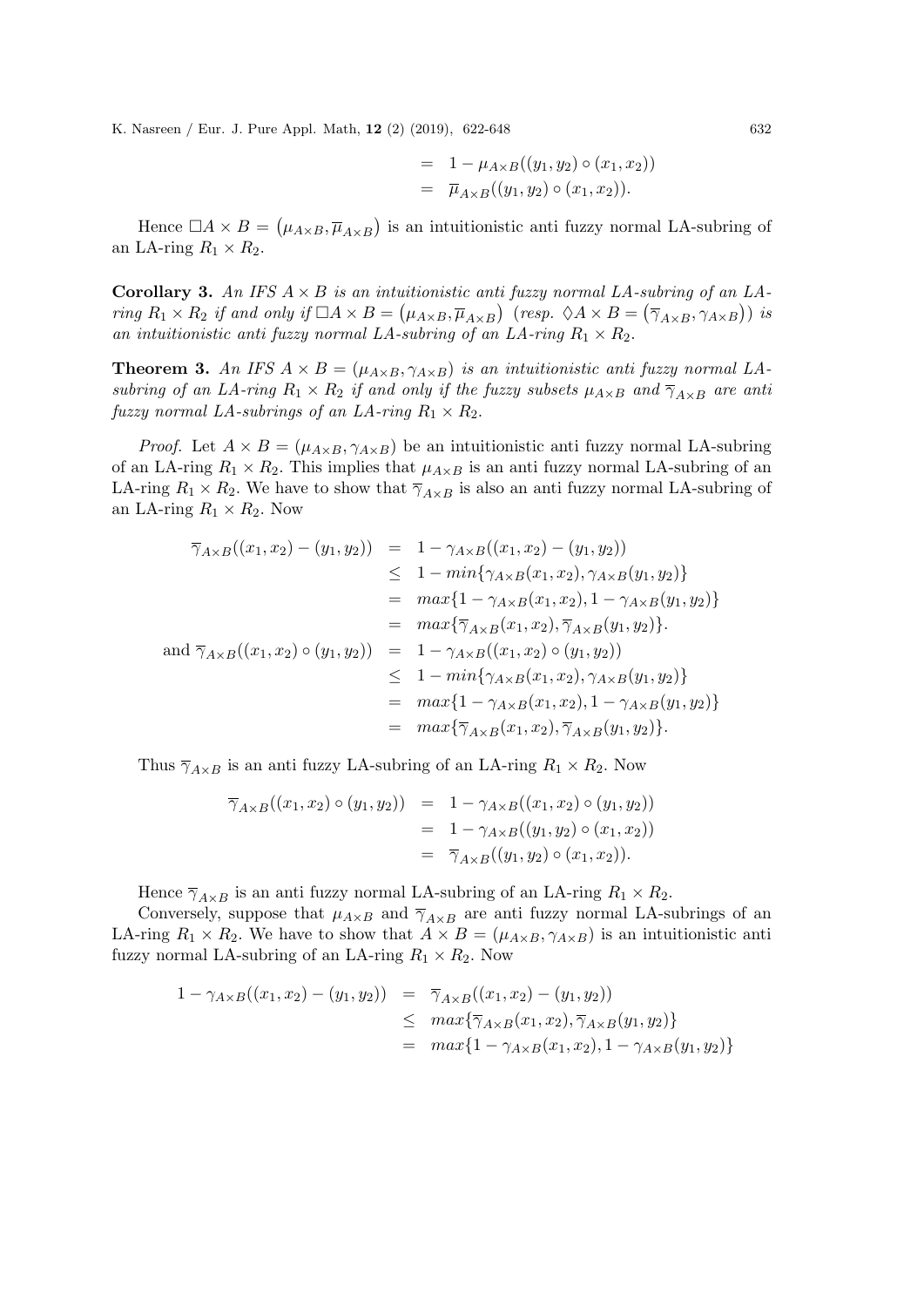$$
\begin{aligned}
&= 1 - \mu_{A\times B}((y_1, y_2) \circ (x_1, x_2)) \\
&= \overline{\mu}_{A\times B}((y_1, y_2) \circ (x_1, x_2)).
\end{aligned}
$$

Hence $\Box A \times B = \left(\mu_{A\times B}, \overline{\mu}_{A\times B}\right)$ is an intuitionistic anti fuzzy normal LA-subring of an LA-ring $R_1 \times R_2$.

**Corollary 3.** *An IFS $A \times B$ is an intuitionistic anti fuzzy normal LA-subring of an LA-ring $R_1 \times R_2$ if and only if $\Box A \times B = \left(\mu_{A\times B}, \overline{\mu}_{A\times B}\right)$ (resp. $\Diamond A \times B = \left(\overline{\gamma}_{A\times B}, \gamma_{A\times B}\right)$) is an intuitionistic anti fuzzy normal LA-subring of an LA-ring $R_1 \times R_2$.*

**Theorem 3.** *An IFS $A \times B = (\mu_{A\times B}, \gamma_{A\times B})$ is an intuitionistic anti fuzzy normal LA-subring of an LA-ring $R_1 \times R_2$ if and only if the fuzzy subsets $\mu_{A\times B}$ and $\overline{\gamma}_{A\times B}$ are anti fuzzy normal LA-subrings of an LA-ring $R_1 \times R_2$.*

*Proof.* Let $A \times B = (\mu_{A\times B}, \gamma_{A\times B})$ be an intuitionistic anti fuzzy normal LA-subring of an LA-ring $R_1 \times R_2$. This implies that $\mu_{A\times B}$ is an anti fuzzy normal LA-subring of an LA-ring $R_1 \times R_2$. We have to show that $\overline{\gamma}_{A\times B}$ is also an anti fuzzy normal LA-subring of an LA-ring $R_1 \times R_2$. Now

$$
\begin{aligned}
\overline{\gamma}_{A\times B}((x_1, x_2) - (y_1, y_2)) &= 1 - \gamma_{A\times B}((x_1, x_2) - (y_1, y_2)) \\
&\leq 1 - min\{\gamma_{A\times B}(x_1, x_2), \gamma_{A\times B}(y_1, y_2)\} \\
&= max\{1 - \gamma_{A\times B}(x_1, x_2), 1 - \gamma_{A\times B}(y_1, y_2)\} \\
&= max\{\overline{\gamma}_{A\times B}(x_1, x_2), \overline{\gamma}_{A\times B}(y_1, y_2)\}. \\
\text{and } \overline{\gamma}_{A\times B}((x_1, x_2) \circ (y_1, y_2)) &= 1 - \gamma_{A\times B}((x_1, x_2) \circ (y_1, y_2)) \\
&\leq 1 - min\{\gamma_{A\times B}(x_1, x_2), \gamma_{A\times B}(y_1, y_2)\} \\
&= max\{1 - \gamma_{A\times B}(x_1, x_2), 1 - \gamma_{A\times B}(y_1, y_2)\} \\
&= max\{\overline{\gamma}_{A\times B}(x_1, x_2), \overline{\gamma}_{A\times B}(y_1, y_2)\}.
\end{aligned}
$$

Thus $\overline{\gamma}_{A\times B}$ is an anti fuzzy LA-subring of an LA-ring $R_1 \times R_2$. Now

$$
\begin{aligned}
\overline{\gamma}_{A\times B}((x_1, x_2) \circ (y_1, y_2)) &= 1 - \gamma_{A\times B}((x_1, x_2) \circ (y_1, y_2)) \\
&= 1 - \gamma_{A\times B}((y_1, y_2) \circ (x_1, x_2)) \\
&= \overline{\gamma}_{A\times B}((y_1, y_2) \circ (x_1, x_2)).
\end{aligned}
$$

Hence $\overline{\gamma}_{A\times B}$ is an anti fuzzy normal LA-subring of an LA-ring $R_1 \times R_2$.

Conversely, suppose that $\mu_{A\times B}$ and $\overline{\gamma}_{A\times B}$ are anti fuzzy normal LA-subrings of an LA-ring $R_1 \times R_2$. We have to show that $A \times B = (\mu_{A\times B}, \gamma_{A\times B})$ is an intuitionistic anti fuzzy normal LA-subring of an LA-ring $R_1 \times R_2$. Now

$$
\begin{aligned}
1 - \gamma_{A\times B}((x_1, x_2) - (y_1, y_2)) &= \overline{\gamma}_{A\times B}((x_1, x_2) - (y_1, y_2)) \\
&\leq max\{\overline{\gamma}_{A\times B}(x_1, x_2), \overline{\gamma}_{A\times B}(y_1, y_2)\} \\
&= max\{1 - \gamma_{A\times B}(x_1, x_2), 1 - \gamma_{A\times B}(y_1, y_2)\}
\end{aligned}
$$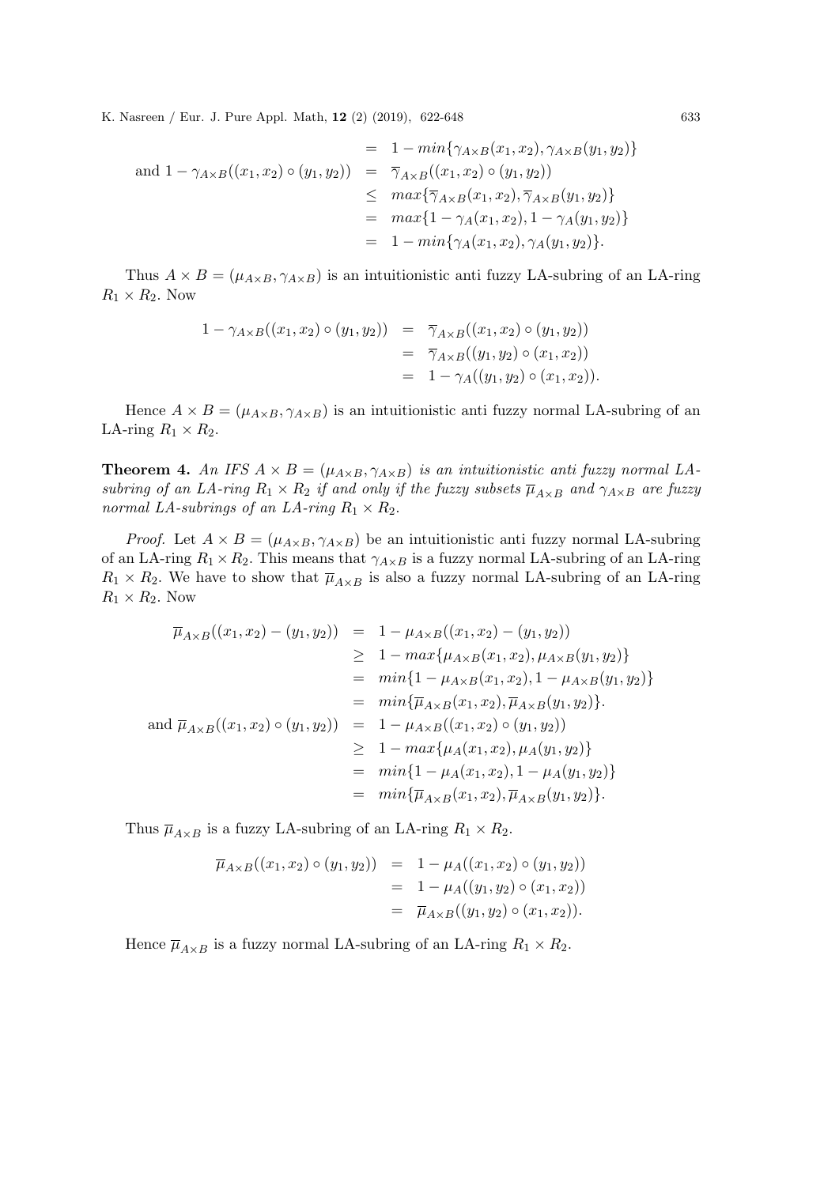$$
\begin{aligned}
&= 1 - min\{\gamma_{A\times B}(x_1,x_2), \gamma_{A\times B}(y_1,y_2)\} \\
\text{and } 1-\gamma_{A\times B}((x_1,x_2)\circ(y_1,y_2)) &= \overline{\gamma}_{A\times B}((x_1,x_2)\circ(y_1,y_2)) \\
&\leq max\{\overline{\gamma}_{A\times B}(x_1,x_2), \overline{\gamma}_{A\times B}(y_1,y_2)\} \\
&= max\{1-\gamma_A(x_1,x_2), 1-\gamma_A(y_1,y_2)\} \\
&= 1 - min\{\gamma_A(x_1,x_2), \gamma_A(y_1,y_2)\}.
\end{aligned}
$$

Thus $A \times B = (\mu_{A\times B}, \gamma_{A\times B})$ is an intuitionistic anti fuzzy LA-subring of an LA-ring $R_1 \times R_2$. Now

$$
\begin{aligned}
1-\gamma_{A\times B}((x_1,x_2)\circ(y_1,y_2)) &= \overline{\gamma}_{A\times B}((x_1,x_2)\circ(y_1,y_2)) \\
&= \overline{\gamma}_{A\times B}((y_1,y_2)\circ(x_1,x_2)) \\
&= 1-\gamma_A((y_1,y_2)\circ(x_1,x_2)).
\end{aligned}
$$

Hence $A \times B = (\mu_{A\times B}, \gamma_{A\times B})$ is an intuitionistic anti fuzzy normal LA-subring of an LA-ring $R_1 \times R_2$.

**Theorem 4.** *An IFS $A \times B = (\mu_{A\times B}, \gamma_{A\times B})$ is an intuitionistic anti fuzzy normal LA-subring of an LA-ring $R_1 \times R_2$ if and only if the fuzzy subsets $\overline{\mu}_{A\times B}$ and $\gamma_{A\times B}$ are fuzzy normal LA-subrings of an LA-ring $R_1 \times R_2$.*

*Proof.* Let $A \times B = (\mu_{A\times B}, \gamma_{A\times B})$ be an intuitionistic anti fuzzy normal LA-subring of an LA-ring $R_1 \times R_2$. This means that $\gamma_{A\times B}$ is a fuzzy normal LA-subring of an LA-ring $R_1 \times R_2$. We have to show that $\overline{\mu}_{A\times B}$ is also a fuzzy normal LA-subring of an LA-ring $R_1 \times R_2$. Now

$$
\begin{aligned}
\overline{\mu}_{A\times B}((x_1,x_2)-(y_1,y_2)) &= 1-\mu_{A\times B}((x_1,x_2)-(y_1,y_2)) \\
&\geq 1 - max\{\mu_{A\times B}(x_1,x_2), \mu_{A\times B}(y_1,y_2)\} \\
&= min\{1-\mu_{A\times B}(x_1,x_2), 1-\mu_{A\times B}(y_1,y_2)\} \\
&= min\{\overline{\mu}_{A\times B}(x_1,x_2), \overline{\mu}_{A\times B}(y_1,y_2)\}. \\
\text{and } \overline{\mu}_{A\times B}((x_1,x_2)\circ(y_1,y_2)) &= 1-\mu_{A\times B}((x_1,x_2)\circ(y_1,y_2)) \\
&\geq 1 - max\{\mu_A(x_1,x_2), \mu_A(y_1,y_2)\} \\
&= min\{1-\mu_A(x_1,x_2), 1-\mu_A(y_1,y_2)\} \\
&= min\{\overline{\mu}_{A\times B}(x_1,x_2), \overline{\mu}_{A\times B}(y_1,y_2)\}.
\end{aligned}
$$

Thus $\overline{\mu}_{A\times B}$ is a fuzzy LA-subring of an LA-ring $R_1 \times R_2$.

$$
\begin{aligned}
\overline{\mu}_{A\times B}((x_1,x_2)\circ(y_1,y_2)) &= 1-\mu_A((x_1,x_2)\circ(y_1,y_2)) \\
&= 1-\mu_A((y_1,y_2)\circ(x_1,x_2)) \\
&= \overline{\mu}_{A\times B}((y_1,y_2)\circ(x_1,x_2)).
\end{aligned}
$$

Hence $\overline{\mu}_{A\times B}$ is a fuzzy normal LA-subring of an LA-ring $R_1 \times R_2$.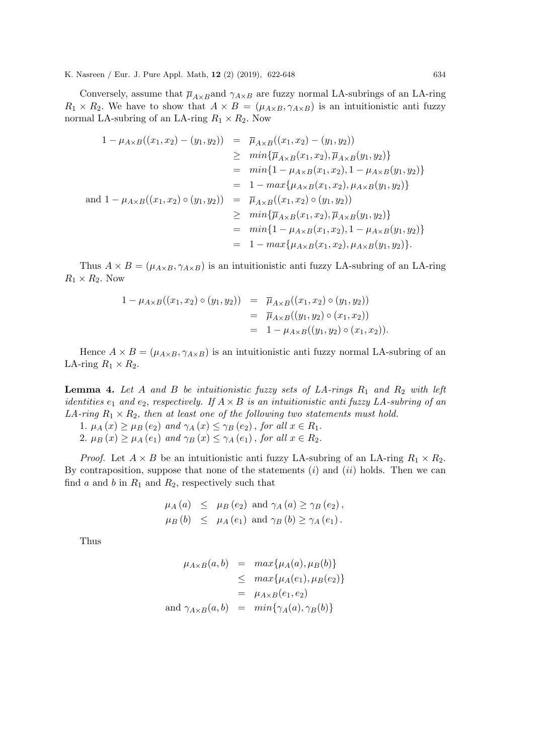Conversely, assume that $\overline{\mu}_{A\times B}$and $\gamma_{A\times B}$ are fuzzy normal LA-subrings of an LA-ring $R_1 \times R_2$. We have to show that $A \times B = (\mu_{A\times B}, \gamma_{A\times B})$ is an intuitionistic anti fuzzy normal LA-subring of an LA-ring $R_1 \times R_2$. Now

$$
\begin{aligned}
1 - \mu_{A\times B}((x_1, x_2) - (y_1, y_2)) &= \overline{\mu}_{A\times B}((x_1, x_2) - (y_1, y_2)) \\
&\geq min\{\overline{\mu}_{A\times B}(x_1, x_2), \overline{\mu}_{A\times B}(y_1, y_2)\} \\
&= min\{1 - \mu_{A\times B}(x_1, x_2), 1 - \mu_{A\times B}(y_1, y_2)\} \\
&= 1 - max\{\mu_{A\times B}(x_1, x_2), \mu_{A\times B}(y_1, y_2)\} \\
\text{and } 1 - \mu_{A\times B}((x_1, x_2) \circ (y_1, y_2)) &= \overline{\mu}_{A\times B}((x_1, x_2) \circ (y_1, y_2)) \\
&\geq min\{\overline{\mu}_{A\times B}(x_1, x_2), \overline{\mu}_{A\times B}(y_1, y_2)\} \\
&= min\{1 - \mu_{A\times B}(x_1, x_2), 1 - \mu_{A\times B}(y_1, y_2)\} \\
&= 1 - max\{\mu_{A\times B}(x_1, x_2), \mu_{A\times B}(y_1, y_2)\}.
\end{aligned}
$$

Thus $A \times B = (\mu_{A\times B}, \gamma_{A\times B})$ is an intuitionistic anti fuzzy LA-subring of an LA-ring $R_1 \times R_2$. Now

$$
\begin{aligned}
1 - \mu_{A\times B}((x_1, x_2) \circ (y_1, y_2)) &= \overline{\mu}_{A\times B}((x_1, x_2) \circ (y_1, y_2)) \\
&= \overline{\mu}_{A\times B}((y_1, y_2) \circ (x_1, x_2)) \\
&= 1 - \mu_{A\times B}((y_1, y_2) \circ (x_1, x_2)).
\end{aligned}
$$

Hence $A \times B = (\mu_{A\times B}, \gamma_{A\times B})$ is an intuitionistic anti fuzzy normal LA-subring of an LA-ring $R_1 \times R_2$.

**Lemma 4.** *Let $A$ and $B$ be intuitionistic fuzzy sets of LA-rings $R_1$ and $R_2$ with left identities $e_1$ and $e_2$, respectively. If $A \times B$ is an intuitionistic anti fuzzy LA-subring of an LA-ring $R_1 \times R_2$, then at least one of the following two statements must hold.*

*1. $\mu_A(x) \geq \mu_B(e_2)$ and $\gamma_A(x) \leq \gamma_B(e_2)$, for all $x \in R_1$.*

*2. $\mu_B(x) \geq \mu_A(e_1)$ and $\gamma_B(x) \leq \gamma_A(e_1)$, for all $x \in R_2$.*

*Proof.* Let $A \times B$ be an intuitionistic anti fuzzy LA-subring of an LA-ring $R_1 \times R_2$. By contraposition, suppose that none of the statements $(i)$ and $(ii)$ holds. Then we can find $a$ and $b$ in $R_1$ and $R_2$, respectively such that

$$
\begin{aligned}
\mu_A(a) &\leq \mu_B(e_2) \text{ and } \gamma_A(a) \geq \gamma_B(e_2), \\
\mu_B(b) &\leq \mu_A(e_1) \text{ and } \gamma_B(b) \geq \gamma_A(e_1).
\end{aligned}
$$

Thus

$$
\begin{aligned}
\mu_{A\times B}(a, b) &= max\{\mu_A(a), \mu_B(b)\} \\
&\leq max\{\mu_A(e_1), \mu_B(e_2)\} \\
&= \mu_{A\times B}(e_1, e_2) \\
\text{and } \gamma_{A\times B}(a, b) &= min\{\gamma_A(a), \gamma_B(b)\}
\end{aligned}
$$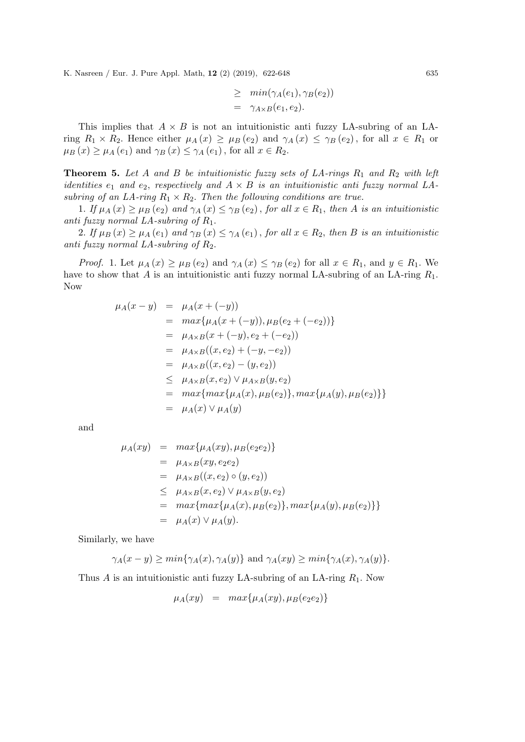$$
\begin{aligned}
&\geq && min(\gamma_A(e_1), \gamma_B(e_2)) \\
&= && \gamma_{A\times B}(e_1, e_2).
\end{aligned}
$$

This implies that $A \times B$ is not an intuitionistic anti fuzzy LA-subring of an LA-ring $R_1 \times R_2$. Hence either $\mu_A(x) \geq \mu_B(e_2)$ and $\gamma_A(x) \leq \gamma_B(e_2)$, for all $x \in R_1$ or $\mu_B(x) \geq \mu_A(e_1)$ and $\gamma_B(x) \leq \gamma_A(e_1)$, for all $x \in R_2$.

**Theorem 5.** *Let $A$ and $B$ be intuitionistic fuzzy sets of LA-rings $R_1$ and $R_2$ with left identities $e_1$ and $e_2$, respectively and $A \times B$ is an intuitionistic anti fuzzy normal LA-subring of an LA-ring $R_1 \times R_2$. Then the following conditions are true.*

*1. If $\mu_A(x) \geq \mu_B(e_2)$ and $\gamma_A(x) \leq \gamma_B(e_2)$, for all $x \in R_1$, then $A$ is an intuitionistic anti fuzzy normal LA-subring of $R_1$.*

*2. If $\mu_B(x) \geq \mu_A(e_1)$ and $\gamma_B(x) \leq \gamma_A(e_1)$, for all $x \in R_2$, then $B$ is an intuitionistic anti fuzzy normal LA-subring of $R_2$.*

*Proof.* 1. Let $\mu_A(x) \geq \mu_B(e_2)$ and $\gamma_A(x) \leq \gamma_B(e_2)$ for all $x \in R_1$, and $y \in R_1$. We have to show that $A$ is an intuitionistic anti fuzzy normal LA-subring of an LA-ring $R_1$. Now

$$
\begin{aligned}
\mu_A(x-y) &= \mu_A(x+(-y)) \\
&= max\{\mu_A(x+(-y)), \mu_B(e_2+(-e_2))\} \\
&= \mu_{A\times B}(x+(-y), e_2+(-e_2)) \\
&= \mu_{A\times B}((x, e_2)+(-y, -e_2)) \\
&= \mu_{A\times B}((x, e_2)-(y, e_2)) \\
&\leq \mu_{A\times B}(x, e_2) \vee \mu_{A\times B}(y, e_2) \\
&= max\{max\{\mu_A(x), \mu_B(e_2)\}, max\{\mu_A(y), \mu_B(e_2)\}\} \\
&= \mu_A(x) \vee \mu_A(y)
\end{aligned}
$$

and

$$
\begin{aligned}
\mu_A(xy) &= max\{\mu_A(xy), \mu_B(e_2e_2)\} \\
&= \mu_{A\times B}(xy, e_2e_2) \\
&= \mu_{A\times B}((x, e_2)\circ(y, e_2)) \\
&\leq \mu_{A\times B}(x, e_2) \vee \mu_{A\times B}(y, e_2) \\
&= max\{max\{\mu_A(x), \mu_B(e_2)\}, max\{\mu_A(y), \mu_B(e_2)\}\} \\
&= \mu_A(x) \vee \mu_A(y).
\end{aligned}
$$

Similarly, we have

$$
\gamma_A(x-y) \geq min\{\gamma_A(x), \gamma_A(y)\} \text{ and } \gamma_A(xy) \geq min\{\gamma_A(x), \gamma_A(y)\}.
$$

Thus $A$ is an intuitionistic anti fuzzy LA-subring of an LA-ring $R_1$. Now

$$
\mu_A(xy) = max\{\mu_A(xy), \mu_B(e_2e_2)\}
$$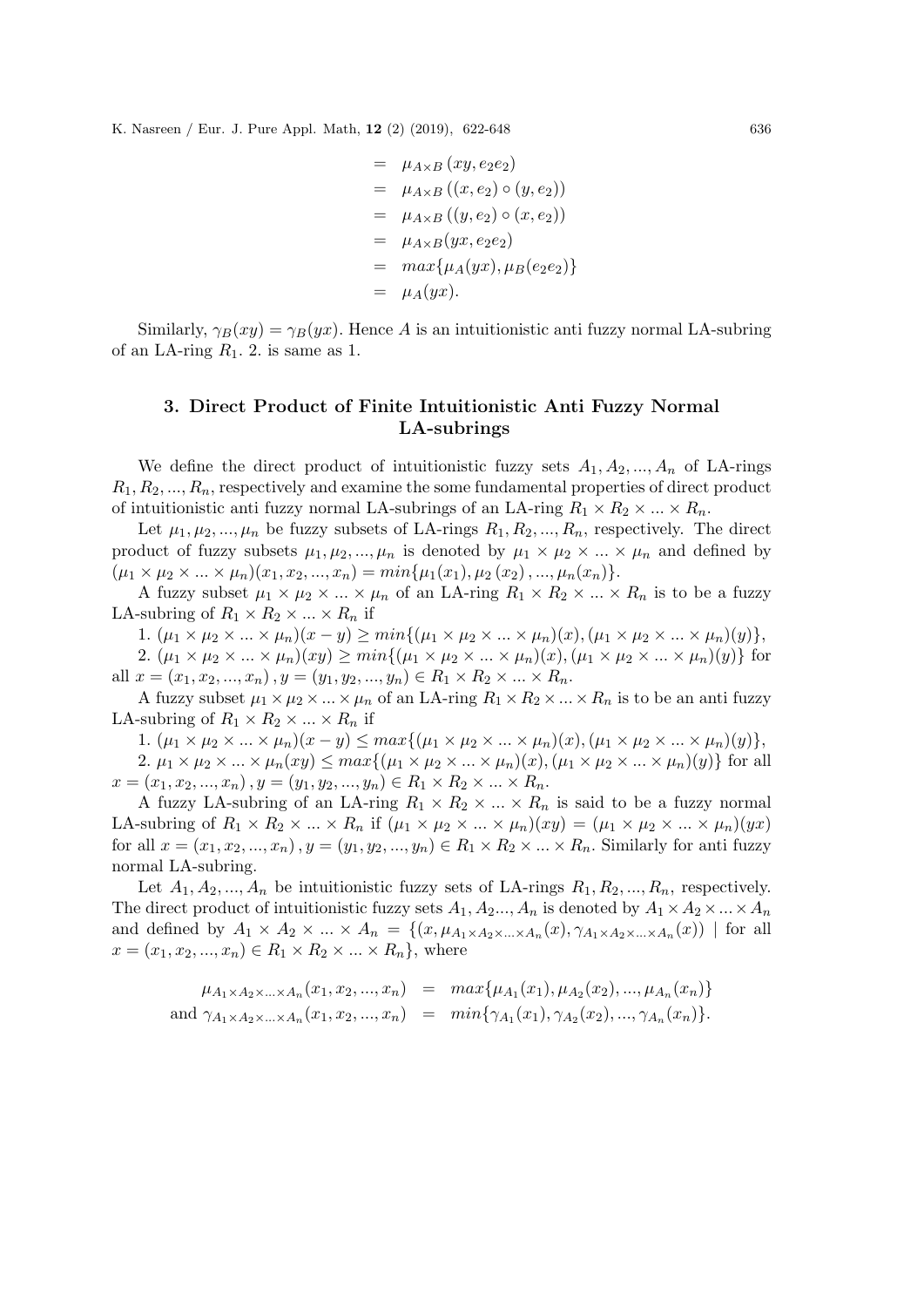$$
\begin{aligned}
&= \mu_{A\times B}(xy, e_2e_2) \\
&= \mu_{A\times B}((x, e_2)\circ(y, e_2)) \\
&= \mu_{A\times B}((y, e_2)\circ(x, e_2)) \\
&= \mu_{A\times B}(yx, e_2e_2) \\
&= max\{\mu_A(yx), \mu_B(e_2e_2)\} \\
&= \mu_A(yx).
\end{aligned}
$$

Similarly, $\gamma_B(xy) = \gamma_B(yx)$. Hence $A$ is an intuitionistic anti fuzzy normal LA-subring of an LA-ring $R_1$. 2. is same as 1.

## 3. Direct Product of Finite Intuitionistic Anti Fuzzy Normal LA-subrings

We define the direct product of intuitionistic fuzzy sets $A_1, A_2, ..., A_n$ of LA-rings $R_1, R_2, ..., R_n$, respectively and examine the some fundamental properties of direct product of intuitionistic anti fuzzy normal LA-subrings of an LA-ring $R_1 \times R_2 \times ... \times R_n$.

Let $\mu_1, \mu_2, ..., \mu_n$ be fuzzy subsets of LA-rings $R_1, R_2, ..., R_n$, respectively. The direct product of fuzzy subsets $\mu_1, \mu_2, ..., \mu_n$ is denoted by $\mu_1 \times \mu_2 \times ... \times \mu_n$ and defined by $(\mu_1 \times \mu_2 \times ... \times \mu_n)(x_1, x_2, ..., x_n) = min\{\mu_1(x_1), \mu_2(x_2), ..., \mu_n(x_n)\}$.

A fuzzy subset $\mu_1 \times \mu_2 \times ... \times \mu_n$ of an LA-ring $R_1 \times R_2 \times ... \times R_n$ is to be a fuzzy LA-subring of $R_1 \times R_2 \times ... \times R_n$ if

1. $(\mu_1 \times \mu_2 \times ... \times \mu_n)(x - y) \geq min\{(\mu_1 \times \mu_2 \times ... \times \mu_n)(x), (\mu_1 \times \mu_2 \times ... \times \mu_n)(y)\}$,

2. $(\mu_1 \times \mu_2 \times ... \times \mu_n)(xy) \geq min\{(\mu_1 \times \mu_2 \times ... \times \mu_n)(x), (\mu_1 \times \mu_2 \times ... \times \mu_n)(y)\}$ for all $x = (x_1, x_2, ..., x_n), y = (y_1, y_2, ..., y_n) \in R_1 \times R_2 \times ... \times R_n$.

A fuzzy subset $\mu_1 \times \mu_2 \times ... \times \mu_n$ of an LA-ring $R_1 \times R_2 \times ... \times R_n$ is to be an anti fuzzy LA-subring of $R_1 \times R_2 \times ... \times R_n$ if

1. $(\mu_1 \times \mu_2 \times ... \times \mu_n)(x - y) \leq max\{(\mu_1 \times \mu_2 \times ... \times \mu_n)(x), (\mu_1 \times \mu_2 \times ... \times \mu_n)(y)\}$,

2. $\mu_1 \times \mu_2 \times ... \times \mu_n(xy) \leq max\{(\mu_1 \times \mu_2 \times ... \times \mu_n)(x), (\mu_1 \times \mu_2 \times ... \times \mu_n)(y)\}$ for all $x = (x_1, x_2, ..., x_n), y = (y_1, y_2, ..., y_n) \in R_1 \times R_2 \times ... \times R_n$.

A fuzzy LA-subring of an LA-ring $R_1 \times R_2 \times ... \times R_n$ is said to be a fuzzy normal LA-subring of $R_1 \times R_2 \times ... \times R_n$ if $(\mu_1 \times \mu_2 \times ... \times \mu_n)(xy) = (\mu_1 \times \mu_2 \times ... \times \mu_n)(yx)$ for all $x = (x_1, x_2, ..., x_n), y = (y_1, y_2, ..., y_n) \in R_1 \times R_2 \times ... \times R_n$. Similarly for anti fuzzy normal LA-subring.

Let $A_1, A_2, ..., A_n$ be intuitionistic fuzzy sets of LA-rings $R_1, R_2, ..., R_n$, respectively. The direct product of intuitionistic fuzzy sets $A_1, A_2 ..., A_n$ is denoted by $A_1 \times A_2 \times ... \times A_n$ and defined by $A_1 \times A_2 \times ... \times A_n = \{(x, \mu_{A_1 \times A_2 \times ... \times A_n}(x), \gamma_{A_1 \times A_2 \times ... \times A_n}(x)) \mid$ for all $x = (x_1, x_2, ..., x_n) \in R_1 \times R_2 \times ... \times R_n\}$, where

$$
\begin{aligned}
\mu_{A_1 \times A_2 \times ... \times A_n}(x_1, x_2, ..., x_n) &= max\{\mu_{A_1}(x_1), \mu_{A_2}(x_2), ..., \mu_{A_n}(x_n)\} \\
\text{and } \gamma_{A_1 \times A_2 \times ... \times A_n}(x_1, x_2, ..., x_n) &= min\{\gamma_{A_1}(x_1), \gamma_{A_2}(x_2), ..., \gamma_{A_n}(x_n)\}.
\end{aligned}
$$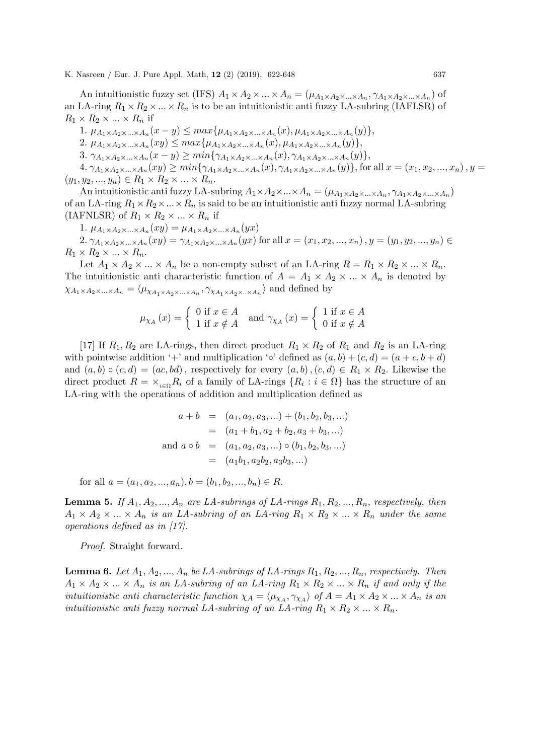An intuitionistic fuzzy set (IFS) $A_1 \times A_2 \times ... \times A_n = (\mu_{A_1 \times A_2 \times ... \times A_n}, \gamma_{A_1 \times A_2 \times ... \times A_n})$ of an LA-ring $R_1 \times R_2 \times ... \times R_n$ is to be an intuitionistic anti fuzzy LA-subring (IAFLSR) of $R_1 \times R_2 \times ... \times R_n$ if

1. $\mu_{A_1 \times A_2 \times ... \times A_n}(x - y) \leq max\{\mu_{A_1 \times A_2 \times ... \times A_n}(x), \mu_{A_1 \times A_2 \times ... \times A_n}(y)\}$,
2. $\mu_{A_1 \times A_2 \times ... \times A_n}(xy) \leq max\{\mu_{A_1 \times A_2 \times ... \times A_n}(x), \mu_{A_1 \times A_2 \times ... \times A_n}(y)\}$,
3. $\gamma_{A_1 \times A_2 \times ... \times A_n}(x - y) \geq min\{\gamma_{A_1 \times A_2 \times ... \times A_n}(x), \gamma_{A_1 \times A_2 \times ... \times A_n}(y)\}$,
4. $\gamma_{A_1 \times A_2 \times ... \times A_n}(xy) \geq min\{\gamma_{A_1 \times A_2 \times ... \times A_n}(x), \gamma_{A_1 \times A_2 \times ... \times A_n}(y)\}$, for all $x = (x_1, x_2, ..., x_n), y = (y_1, y_2, ..., y_n) \in R_1 \times R_2 \times ... \times R_n$.

An intuitionistic anti fuzzy LA-subring $A_1 \times A_2 \times ... \times A_n = (\mu_{A_1 \times A_2 \times ... \times A_n}, \gamma_{A_1 \times A_2 \times ... \times A_n})$ of an LA-ring $R_1 \times R_2 \times ... \times R_n$ is said to be an intuitionistic anti fuzzy normal LA-subring (IAFNLSR) of $R_1 \times R_2 \times ... \times R_n$ if

1. $\mu_{A_1 \times A_2 \times ... \times A_n}(xy) = \mu_{A_1 \times A_2 \times ... \times A_n}(yx)$
2. $\gamma_{A_1 \times A_2 \times ... \times A_n}(xy) = \gamma_{A_1 \times A_2 \times ... \times A_n}(yx)$ for all $x = (x_1, x_2, ..., x_n), y = (y_1, y_2, ..., y_n) \in R_1 \times R_2 \times ... \times R_n$.

Let $A_1 \times A_2 \times ... \times A_n$ be a non-empty subset of an LA-ring $R = R_1 \times R_2 \times ... \times R_n$. The intuitionistic anti characteristic function of $A = A_1 \times A_2 \times ... \times A_n$ is denoted by $\chi_{A_1 \times A_2 \times ... \times A_n} = \langle \mu_{\chi_{A_1 \times A_2 \times ... \times A_n}}, \gamma_{\chi_{A_1 \times A_2 \times ... \times A_n}} \rangle$ and defined by

$$\mu_{\chi_A}(x) = \begin{cases} 0 \text{ if } x \in A \\ 1 \text{ if } x \notin A \end{cases} \text{ and } \gamma_{\chi_A}(x) = \begin{cases} 1 \text{ if } x \in A \\ 0 \text{ if } x \notin A \end{cases}$$

[17] If $R_1, R_2$ are LA-rings, then direct product $R_1 \times R_2$ of $R_1$ and $R_2$ is an LA-ring with pointwise addition '+' and multiplication '$\circ$' defined as $(a, b) + (c, d) = (a + c, b + d)$ and $(a, b) \circ (c, d) = (ac, bd)$, respectively for every $(a, b), (c, d) \in R_1 \times R_2$. Likewise the direct product $R = \times_{i \in \Omega} R_i$ of a family of LA-rings $\{R_i : i \in \Omega\}$ has the structure of an LA-ring with the operations of addition and multiplication defined as

$$\begin{aligned} a + b &= (a_1, a_2, a_3, ...) + (b_1, b_2, b_3, ...) \\ &= (a_1 + b_1, a_2 + b_2, a_3 + b_3, ...) \\ \text{and } a \circ b &= (a_1, a_2, a_3, ...) \circ (b_1, b_2, b_3, ...) \\ &= (a_1 b_1, a_2 b_2, a_3 b_3, ...) \end{aligned}$$

for all $a = (a_1, a_2, ..., a_n), b = (b_1, b_2, ..., b_n) \in R$.

**Lemma 5.** *If $A_1, A_2, ..., A_n$ are LA-subrings of LA-rings $R_1, R_2, ..., R_n$, respectively, then $A_1 \times A_2 \times ... \times A_n$ is an LA-subring of an LA-ring $R_1 \times R_2 \times ... \times R_n$ under the same operations defined as in [17].*

*Proof.* Straight forward.

**Lemma 6.** *Let $A_1, A_2, ..., A_n$ be LA-subrings of LA-rings $R_1, R_2, ..., R_n$, respectively. Then $A_1 \times A_2 \times ... \times A_n$ is an LA-subring of an LA-ring $R_1 \times R_2 \times ... \times R_n$ if and only if the intuitionistic anti characteristic function $\chi_A = \langle \mu_{\chi_A}, \gamma_{\chi_A} \rangle$ of $A = A_1 \times A_2 \times ... \times A_n$ is an intuitionistic anti fuzzy normal LA-subring of an LA-ring $R_1 \times R_2 \times ... \times R_n$.*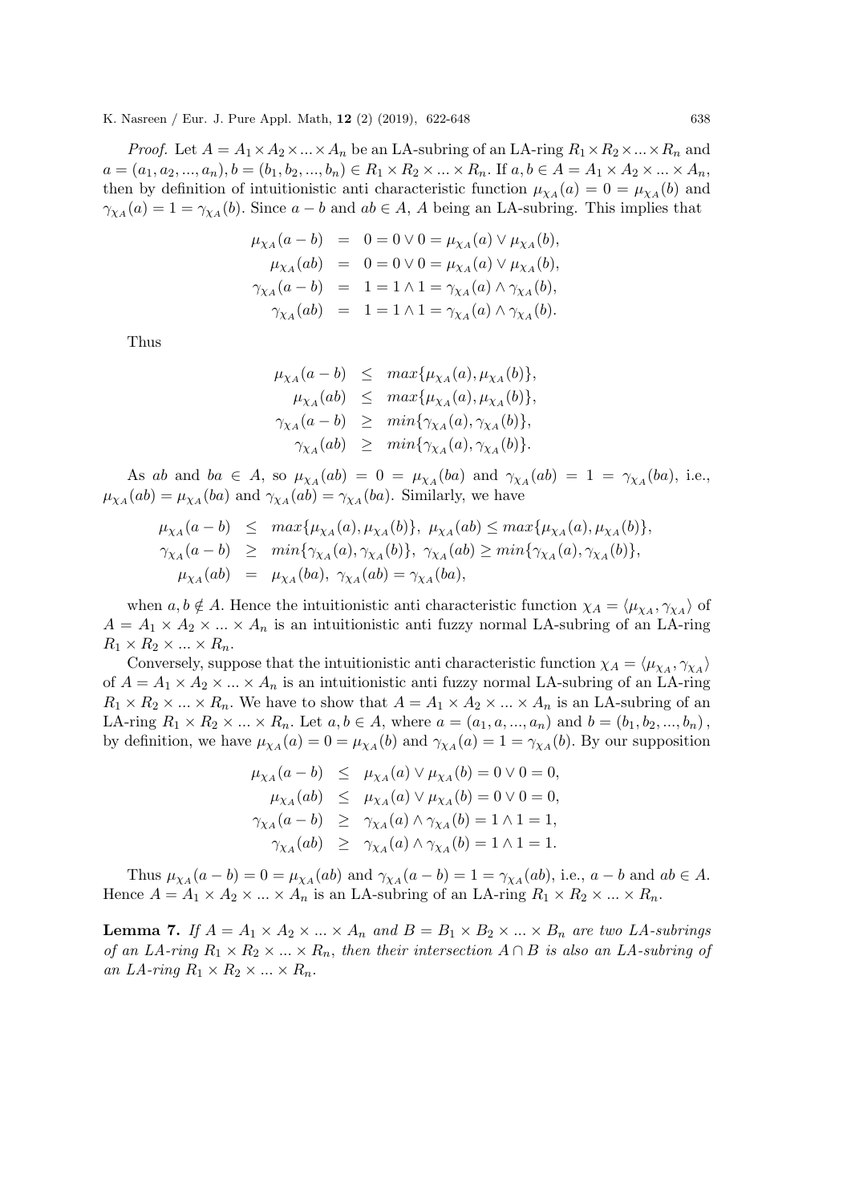*Proof.* Let $A = A_1 \times A_2 \times ... \times A_n$ be an LA-subring of an LA-ring $R_1 \times R_2 \times ... \times R_n$ and $a = (a_1, a_2, ..., a_n), b = (b_1, b_2, ..., b_n) \in R_1 \times R_2 \times ... \times R_n$. If $a, b \in A = A_1 \times A_2 \times ... \times A_n$, then by definition of intuitionistic anti characteristic function $\mu_{\chi_A}(a) = 0 = \mu_{\chi_A}(b)$ and $\gamma_{\chi_A}(a) = 1 = \gamma_{\chi_A}(b)$. Since $a - b$ and $ab \in A$, $A$ being an LA-subring. This implies that

$$
\begin{aligned}
\mu_{\chi_A}(a-b) &= 0 = 0 \vee 0 = \mu_{\chi_A}(a) \vee \mu_{\chi_A}(b), \\
\mu_{\chi_A}(ab) &= 0 = 0 \vee 0 = \mu_{\chi_A}(a) \vee \mu_{\chi_A}(b), \\
\gamma_{\chi_A}(a-b) &= 1 = 1 \wedge 1 = \gamma_{\chi_A}(a) \wedge \gamma_{\chi_A}(b), \\
\gamma_{\chi_A}(ab) &= 1 = 1 \wedge 1 = \gamma_{\chi_A}(a) \wedge \gamma_{\chi_A}(b).
\end{aligned}
$$

Thus

$$
\begin{aligned}
\mu_{\chi_A}(a-b) &\leq max\{\mu_{\chi_A}(a), \mu_{\chi_A}(b)\}, \\
\mu_{\chi_A}(ab) &\leq max\{\mu_{\chi_A}(a), \mu_{\chi_A}(b)\}, \\
\gamma_{\chi_A}(a-b) &\geq min\{\gamma_{\chi_A}(a), \gamma_{\chi_A}(b)\}, \\
\gamma_{\chi_A}(ab) &\geq min\{\gamma_{\chi_A}(a), \gamma_{\chi_A}(b)\}.
\end{aligned}
$$

As $ab$ and $ba \in A$, so $\mu_{\chi_A}(ab) = 0 = \mu_{\chi_A}(ba)$ and $\gamma_{\chi_A}(ab) = 1 = \gamma_{\chi_A}(ba)$, i.e., $\mu_{\chi_A}(ab) = \mu_{\chi_A}(ba)$ and $\gamma_{\chi_A}(ab) = \gamma_{\chi_A}(ba)$. Similarly, we have

$$
\begin{aligned}
\mu_{\chi_A}(a-b) &\leq max\{\mu_{\chi_A}(a), \mu_{\chi_A}(b)\}, \ \mu_{\chi_A}(ab) \leq max\{\mu_{\chi_A}(a), \mu_{\chi_A}(b)\}, \\
\gamma_{\chi_A}(a-b) &\geq min\{\gamma_{\chi_A}(a), \gamma_{\chi_A}(b)\}, \ \gamma_{\chi_A}(ab) \geq min\{\gamma_{\chi_A}(a), \gamma_{\chi_A}(b)\}, \\
\mu_{\chi_A}(ab) &= \mu_{\chi_A}(ba), \ \gamma_{\chi_A}(ab) = \gamma_{\chi_A}(ba),
\end{aligned}
$$

when $a, b \notin A$. Hence the intuitionistic anti characteristic function $\chi_A = \langle \mu_{\chi_A}, \gamma_{\chi_A} \rangle$ of $A = A_1 \times A_2 \times ... \times A_n$ is an intuitionistic anti fuzzy normal LA-subring of an LA-ring $R_1 \times R_2 \times ... \times R_n$.

Conversely, suppose that the intuitionistic anti characteristic function $\chi_A = \langle \mu_{\chi_A}, \gamma_{\chi_A} \rangle$ of $A = A_1 \times A_2 \times ... \times A_n$ is an intuitionistic anti fuzzy normal LA-subring of an LA-ring $R_1 \times R_2 \times ... \times R_n$. We have to show that $A = A_1 \times A_2 \times ... \times A_n$ is an LA-subring of an LA-ring $R_1 \times R_2 \times ... \times R_n$. Let $a, b \in A$, where $a = (a_1, a, ..., a_n)$ and $b = (b_1, b_2, ..., b_n)$, by definition, we have $\mu_{\chi_A}(a) = 0 = \mu_{\chi_A}(b)$ and $\gamma_{\chi_A}(a) = 1 = \gamma_{\chi_A}(b)$. By our supposition

$$
\begin{aligned}
\mu_{\chi_A}(a-b) &\leq \mu_{\chi_A}(a) \vee \mu_{\chi_A}(b) = 0 \vee 0 = 0, \\
\mu_{\chi_A}(ab) &\leq \mu_{\chi_A}(a) \vee \mu_{\chi_A}(b) = 0 \vee 0 = 0, \\
\gamma_{\chi_A}(a-b) &\geq \gamma_{\chi_A}(a) \wedge \gamma_{\chi_A}(b) = 1 \wedge 1 = 1, \\
\gamma_{\chi_A}(ab) &\geq \gamma_{\chi_A}(a) \wedge \gamma_{\chi_A}(b) = 1 \wedge 1 = 1.
\end{aligned}
$$

Thus $\mu_{\chi_A}(a-b) = 0 = \mu_{\chi_A}(ab)$ and $\gamma_{\chi_A}(a-b) = 1 = \gamma_{\chi_A}(ab)$, i.e., $a - b$ and $ab \in A$. Hence $A = A_1 \times A_2 \times ... \times A_n$ is an LA-subring of an LA-ring $R_1 \times R_2 \times ... \times R_n$.

**Lemma 7.** *If $A = A_1 \times A_2 \times ... \times A_n$ and $B = B_1 \times B_2 \times ... \times B_n$ are two LA-subrings of an LA-ring $R_1 \times R_2 \times ... \times R_n$, then their intersection $A \cap B$ is also an LA-subring of an LA-ring $R_1 \times R_2 \times ... \times R_n$.*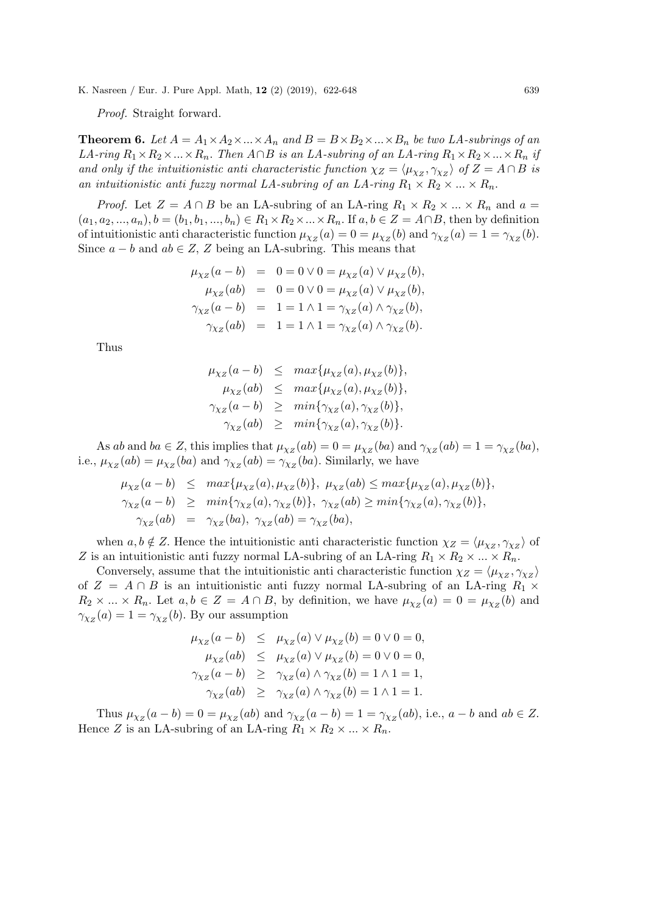*Proof.* Straight forward.

**Theorem 6.** *Let $A = A_1 \times A_2 \times ... \times A_n$ and $B = B \times B_2 \times ... \times B_n$ be two LA-subrings of an LA-ring $R_1 \times R_2 \times ... \times R_n$. Then $A \cap B$ is an LA-subring of an LA-ring $R_1 \times R_2 \times ... \times R_n$ if and only if the intuitionistic anti characteristic function $\chi_Z = \langle \mu_{\chi_Z}, \gamma_{\chi_Z} \rangle$ of $Z = A \cap B$ is an intuitionistic anti fuzzy normal LA-subring of an LA-ring $R_1 \times R_2 \times ... \times R_n$.*

*Proof.* Let $Z = A \cap B$ be an LA-subring of an LA-ring $R_1 \times R_2 \times ... \times R_n$ and $a = (a_1, a_2, ..., a_n), b = (b_1, b_1, ..., b_n) \in R_1 \times R_2 \times ... \times R_n$. If $a, b \in Z = A \cap B$, then by definition of intuitionistic anti characteristic function $\mu_{\chi_Z}(a) = 0 = \mu_{\chi_Z}(b)$ and $\gamma_{\chi_Z}(a) = 1 = \gamma_{\chi_Z}(b)$. Since $a - b$ and $ab \in Z$, $Z$ being an LA-subring. This means that

$$\begin{aligned}
\mu_{\chi_Z}(a-b) &= 0 = 0 \vee 0 = \mu_{\chi_Z}(a) \vee \mu_{\chi_Z}(b), \\
\mu_{\chi_Z}(ab) &= 0 = 0 \vee 0 = \mu_{\chi_Z}(a) \vee \mu_{\chi_Z}(b), \\
\gamma_{\chi_Z}(a-b) &= 1 = 1 \wedge 1 = \gamma_{\chi_Z}(a) \wedge \gamma_{\chi_Z}(b), \\
\gamma_{\chi_Z}(ab) &= 1 = 1 \wedge 1 = \gamma_{\chi_Z}(a) \wedge \gamma_{\chi_Z}(b).
\end{aligned}$$

Thus

$$\begin{aligned}
\mu_{\chi_Z}(a-b) &\leq max\{\mu_{\chi_Z}(a), \mu_{\chi_Z}(b)\}, \\
\mu_{\chi_Z}(ab) &\leq max\{\mu_{\chi_Z}(a), \mu_{\chi_Z}(b)\}, \\
\gamma_{\chi_Z}(a-b) &\geq min\{\gamma_{\chi_Z}(a), \gamma_{\chi_Z}(b)\}, \\
\gamma_{\chi_Z}(ab) &\geq min\{\gamma_{\chi_Z}(a), \gamma_{\chi_Z}(b)\}.
\end{aligned}$$

As $ab$ and $ba \in Z$, this implies that $\mu_{\chi_Z}(ab) = 0 = \mu_{\chi_Z}(ba)$ and $\gamma_{\chi_Z}(ab) = 1 = \gamma_{\chi_Z}(ba)$, i.e., $\mu_{\chi_Z}(ab) = \mu_{\chi_Z}(ba)$ and $\gamma_{\chi_Z}(ab) = \gamma_{\chi_Z}(ba)$. Similarly, we have

$$\begin{aligned}
\mu_{\chi_Z}(a-b) &\leq max\{\mu_{\chi_Z}(a), \mu_{\chi_Z}(b)\}, \ \mu_{\chi_Z}(ab) \leq max\{\mu_{\chi_Z}(a), \mu_{\chi_Z}(b)\}, \\
\gamma_{\chi_Z}(a-b) &\geq min\{\gamma_{\chi_Z}(a), \gamma_{\chi_Z}(b)\}, \ \gamma_{\chi_Z}(ab) \geq min\{\gamma_{\chi_Z}(a), \gamma_{\chi_Z}(b)\}, \\
\gamma_{\chi_Z}(ab) &= \gamma_{\chi_Z}(ba), \ \gamma_{\chi_Z}(ab) = \gamma_{\chi_Z}(ba),
\end{aligned}$$

when $a, b \notin Z$. Hence the intuitionistic anti characteristic function $\chi_Z = \langle \mu_{\chi_Z}, \gamma_{\chi_Z} \rangle$ of $Z$ is an intuitionistic anti fuzzy normal LA-subring of an LA-ring $R_1 \times R_2 \times ... \times R_n$.

Conversely, assume that the intuitionistic anti characteristic function $\chi_Z = \langle \mu_{\chi_Z}, \gamma_{\chi_Z} \rangle$ of $Z = A \cap B$ is an intuitionistic anti fuzzy normal LA-subring of an LA-ring $R_1 \times R_2 \times ... \times R_n$. Let $a, b \in Z = A \cap B$, by definition, we have $\mu_{\chi_Z}(a) = 0 = \mu_{\chi_Z}(b)$ and $\gamma_{\chi_Z}(a) = 1 = \gamma_{\chi_Z}(b)$. By our assumption

$$\begin{aligned}
\mu_{\chi_Z}(a-b) &\leq \mu_{\chi_Z}(a) \vee \mu_{\chi_Z}(b) = 0 \vee 0 = 0, \\
\mu_{\chi_Z}(ab) &\leq \mu_{\chi_Z}(a) \vee \mu_{\chi_Z}(b) = 0 \vee 0 = 0, \\
\gamma_{\chi_Z}(a-b) &\geq \gamma_{\chi_Z}(a) \wedge \gamma_{\chi_Z}(b) = 1 \wedge 1 = 1, \\
\gamma_{\chi_Z}(ab) &\geq \gamma_{\chi_Z}(a) \wedge \gamma_{\chi_Z}(b) = 1 \wedge 1 = 1.
\end{aligned}$$

Thus $\mu_{\chi_Z}(a-b) = 0 = \mu_{\chi_Z}(ab)$ and $\gamma_{\chi_Z}(a-b) = 1 = \gamma_{\chi_Z}(ab)$, i.e., $a - b$ and $ab \in Z$. Hence $Z$ is an LA-subring of an LA-ring $R_1 \times R_2 \times ... \times R_n$.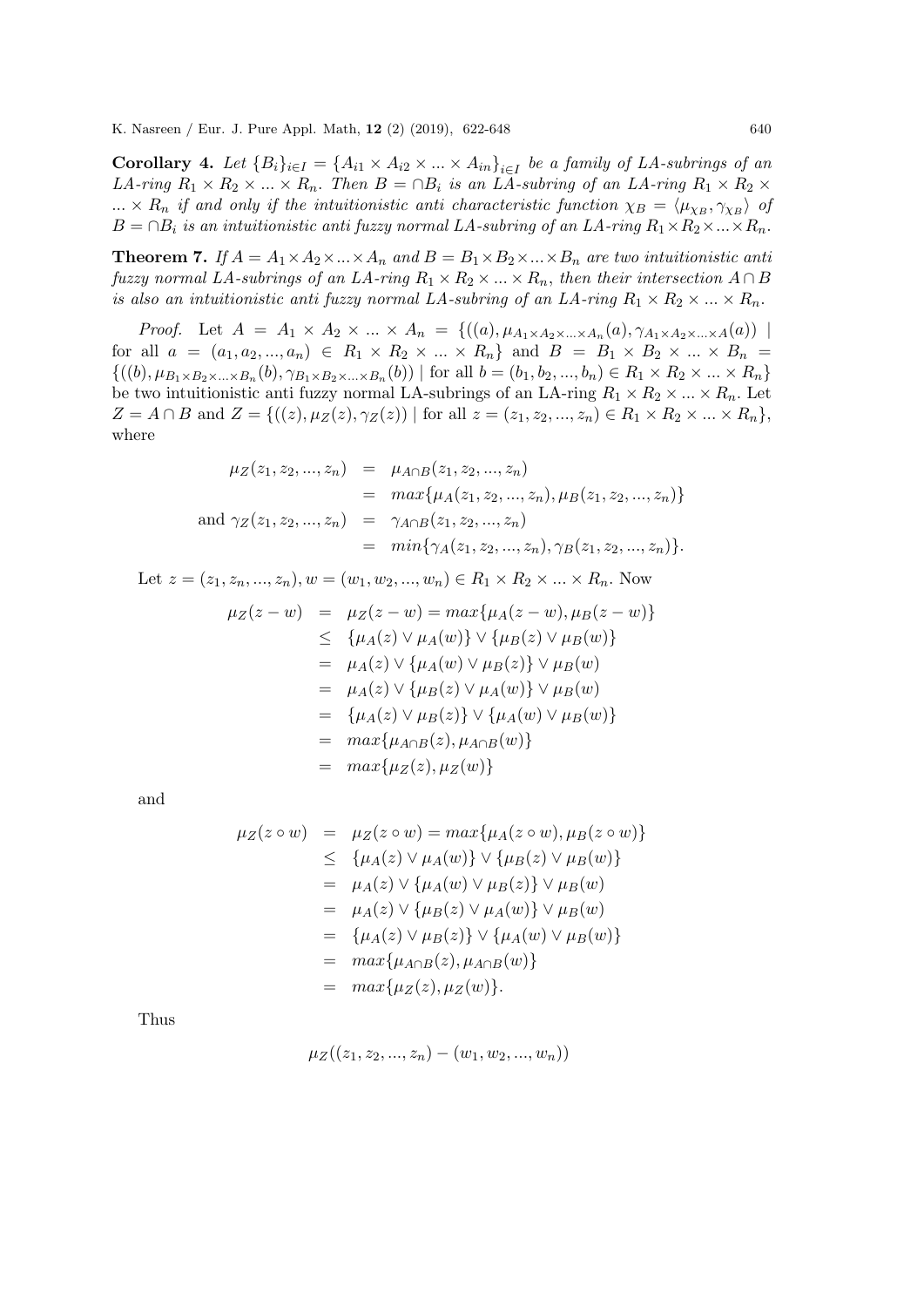**Corollary 4.** *Let $\{B_i\}_{i \in I} = \{A_{i1} \times A_{i2} \times ... \times A_{in}\}_{i \in I}$ be a family of LA-subrings of an LA-ring $R_1 \times R_2 \times ... \times R_n$. Then $B = \cap B_i$ is an LA-subring of an LA-ring $R_1 \times R_2 \times ... \times R_n$ if and only if the intuitionistic anti characteristic function $\chi_B = \langle \mu_{\chi_B}, \gamma_{\chi_B} \rangle$ of $B = \cap B_i$ is an intuitionistic anti fuzzy normal LA-subring of an LA-ring $R_1 \times R_2 \times ... \times R_n$.*

**Theorem 7.** *If $A = A_1 \times A_2 \times ... \times A_n$ and $B = B_1 \times B_2 \times ... \times B_n$ are two intuitionistic anti fuzzy normal LA-subrings of an LA-ring $R_1 \times R_2 \times ... \times R_n$, then their intersection $A \cap B$ is also an intuitionistic anti fuzzy normal LA-subring of an LA-ring $R_1 \times R_2 \times ... \times R_n$.*

*Proof.* Let $A = A_1 \times A_2 \times ... \times A_n = \{((a), \mu_{A_1 \times A_2 \times ... \times A_n}(a), \gamma_{A_1 \times A_2 \times ... \times A}(a)) \mid$ for all $a = (a_1, a_2, ..., a_n) \in R_1 \times R_2 \times ... \times R_n\}$ and $B = B_1 \times B_2 \times ... \times B_n = \{((b), \mu_{B_1 \times B_2 \times ... \times B_n}(b), \gamma_{B_1 \times B_2 \times ... \times B_n}(b)) \mid$ for all $b = (b_1, b_2, ..., b_n) \in R_1 \times R_2 \times ... \times R_n\}$ be two intuitionistic anti fuzzy normal LA-subrings of an LA-ring $R_1 \times R_2 \times ... \times R_n$. Let $Z = A \cap B$ and $Z = \{((z), \mu_Z(z), \gamma_Z(z)) \mid$ for all $z = (z_1, z_2, ..., z_n) \in R_1 \times R_2 \times ... \times R_n\}$, where

$$
\begin{aligned}
\mu_Z(z_1, z_2, ..., z_n) &= \mu_{A \cap B}(z_1, z_2, ..., z_n) \\
&= max\{\mu_A(z_1, z_2, ..., z_n), \mu_B(z_1, z_2, ..., z_n)\} \\
\text{and } \gamma_Z(z_1, z_2, ..., z_n) &= \gamma_{A \cap B}(z_1, z_2, ..., z_n) \\
&= min\{\gamma_A(z_1, z_2, ..., z_n), \gamma_B(z_1, z_2, ..., z_n)\}.
\end{aligned}
$$

Let $z = (z_1, z_n, ..., z_n), w = (w_1, w_2, ..., w_n) \in R_1 \times R_2 \times ... \times R_n$. Now

$$
\begin{aligned}
\mu_Z(z - w) &= \mu_Z(z - w) = max\{\mu_A(z - w), \mu_B(z - w)\} \\
&\leq \{\mu_A(z) \vee \mu_A(w)\} \vee \{\mu_B(z) \vee \mu_B(w)\} \\
&= \mu_A(z) \vee \{\mu_A(w) \vee \mu_B(z)\} \vee \mu_B(w) \\
&= \mu_A(z) \vee \{\mu_B(z) \vee \mu_A(w)\} \vee \mu_B(w) \\
&= \{\mu_A(z) \vee \mu_B(z)\} \vee \{\mu_A(w) \vee \mu_B(w)\} \\
&= max\{\mu_{A \cap B}(z), \mu_{A \cap B}(w)\} \\
&= max\{\mu_Z(z), \mu_Z(w)\}
\end{aligned}
$$

and

$$
\begin{aligned}
\mu_Z(z \circ w) &= \mu_Z(z \circ w) = max\{\mu_A(z \circ w), \mu_B(z \circ w)\} \\
&\leq \{\mu_A(z) \vee \mu_A(w)\} \vee \{\mu_B(z) \vee \mu_B(w)\} \\
&= \mu_A(z) \vee \{\mu_A(w) \vee \mu_B(z)\} \vee \mu_B(w) \\
&= \mu_A(z) \vee \{\mu_B(z) \vee \mu_A(w)\} \vee \mu_B(w) \\
&= \{\mu_A(z) \vee \mu_B(z)\} \vee \{\mu_A(w) \vee \mu_B(w)\} \\
&= max\{\mu_{A \cap B}(z), \mu_{A \cap B}(w)\} \\
&= max\{\mu_Z(z), \mu_Z(w)\}.
\end{aligned}
$$

Thus

$$
\mu_Z((z_1, z_2, ..., z_n) - (w_1, w_2, ..., w_n))
$$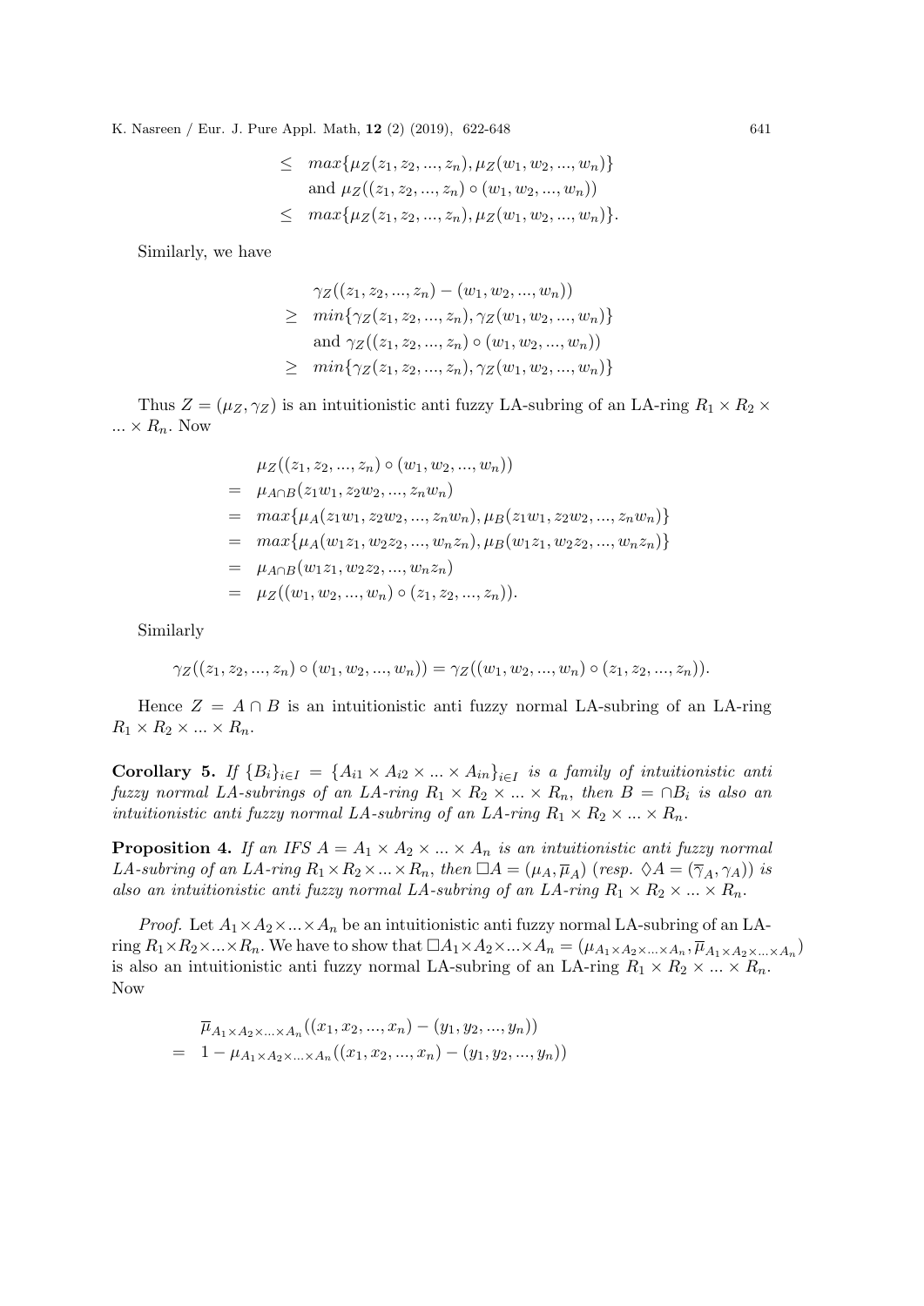$$
\begin{aligned}
&\leq \;\; max\{\mu_Z(z_1, z_2, ..., z_n), \mu_Z(w_1, w_2, ..., w_n)\} \\
&\quad\;\; \text{and } \mu_Z((z_1, z_2, ..., z_n) \circ (w_1, w_2, ..., w_n)) \\
&\leq \;\; max\{\mu_Z(z_1, z_2, ..., z_n), \mu_Z(w_1, w_2, ..., w_n)\}.
\end{aligned}
$$

Similarly, we have

$$
\begin{aligned}
&\quad\;\; \gamma_Z((z_1, z_2, ..., z_n) - (w_1, w_2, ..., w_n)) \\
&\geq \;\; min\{\gamma_Z(z_1, z_2, ..., z_n), \gamma_Z(w_1, w_2, ..., w_n)\} \\
&\quad\;\; \text{and } \gamma_Z((z_1, z_2, ..., z_n) \circ (w_1, w_2, ..., w_n)) \\
&\geq \;\; min\{\gamma_Z(z_1, z_2, ..., z_n), \gamma_Z(w_1, w_2, ..., w_n)\}
\end{aligned}
$$

Thus $Z = (\mu_Z, \gamma_Z)$ is an intuitionistic anti fuzzy LA-subring of an LA-ring $R_1 \times R_2 \times ... \times R_n$. Now

$$
\begin{aligned}
&\quad\;\; \mu_Z((z_1, z_2, ..., z_n) \circ (w_1, w_2, ..., w_n)) \\
&= \;\; \mu_{A\cap B}(z_1w_1, z_2w_2, ..., z_nw_n) \\
&= \;\; max\{\mu_A(z_1w_1, z_2w_2, ..., z_nw_n), \mu_B(z_1w_1, z_2w_2, ..., z_nw_n)\} \\
&= \;\; max\{\mu_A(w_1z_1, w_2z_2, ..., w_nz_n), \mu_B(w_1z_1, w_2z_2, ..., w_nz_n)\} \\
&= \;\; \mu_{A\cap B}(w_1z_1, w_2z_2, ..., w_nz_n) \\
&= \;\; \mu_Z((w_1, w_2, ..., w_n) \circ (z_1, z_2, ..., z_n)).
\end{aligned}
$$

Similarly

$$
\gamma_Z((z_1, z_2, ..., z_n) \circ (w_1, w_2, ..., w_n)) = \gamma_Z((w_1, w_2, ..., w_n) \circ (z_1, z_2, ..., z_n)).
$$

Hence $Z = A \cap B$ is an intuitionistic anti fuzzy normal LA-subring of an LA-ring $R_1 \times R_2 \times ... \times R_n$.

**Corollary 5.** *If $\{B_i\}_{i\in I} = \{A_{i1} \times A_{i2} \times ... \times A_{in}\}_{i\in I}$ is a family of intuitionistic anti fuzzy normal LA-subrings of an LA-ring $R_1 \times R_2 \times ... \times R_n$, then $B = \cap B_i$ is also an intuitionistic anti fuzzy normal LA-subring of an LA-ring $R_1 \times R_2 \times ... \times R_n$.*

**Proposition 4.** *If an IFS $A = A_1 \times A_2 \times ... \times A_n$ is an intuitionistic anti fuzzy normal LA-subring of an LA-ring $R_1 \times R_2 \times ... \times R_n$, then $\Box A = (\mu_A, \overline{\mu}_A)$ (resp. $\Diamond A = (\overline{\gamma}_A, \gamma_A)$) is also an intuitionistic anti fuzzy normal LA-subring of an LA-ring $R_1 \times R_2 \times ... \times R_n$.*

*Proof.* Let $A_1 \times A_2 \times ... \times A_n$ be an intuitionistic anti fuzzy normal LA-subring of an LA-ring $R_1 \times R_2 \times ... \times R_n$. We have to show that $\Box A_1 \times A_2 \times ... \times A_n = (\mu_{A_1\times A_2\times ...\times A_n}, \overline{\mu}_{A_1\times A_2\times ...\times A_n})$ is also an intuitionistic anti fuzzy normal LA-subring of an LA-ring $R_1 \times R_2 \times ... \times R_n$. Now

$$
\begin{aligned}
&\quad\;\; \overline{\mu}_{A_1\times A_2\times ...\times A_n}((x_1, x_2, ..., x_n) - (y_1, y_2, ..., y_n)) \\
&= \;\; 1 - \mu_{A_1\times A_2\times ...\times A_n}((x_1, x_2, ..., x_n) - (y_1, y_2, ..., y_n))
\end{aligned}
$$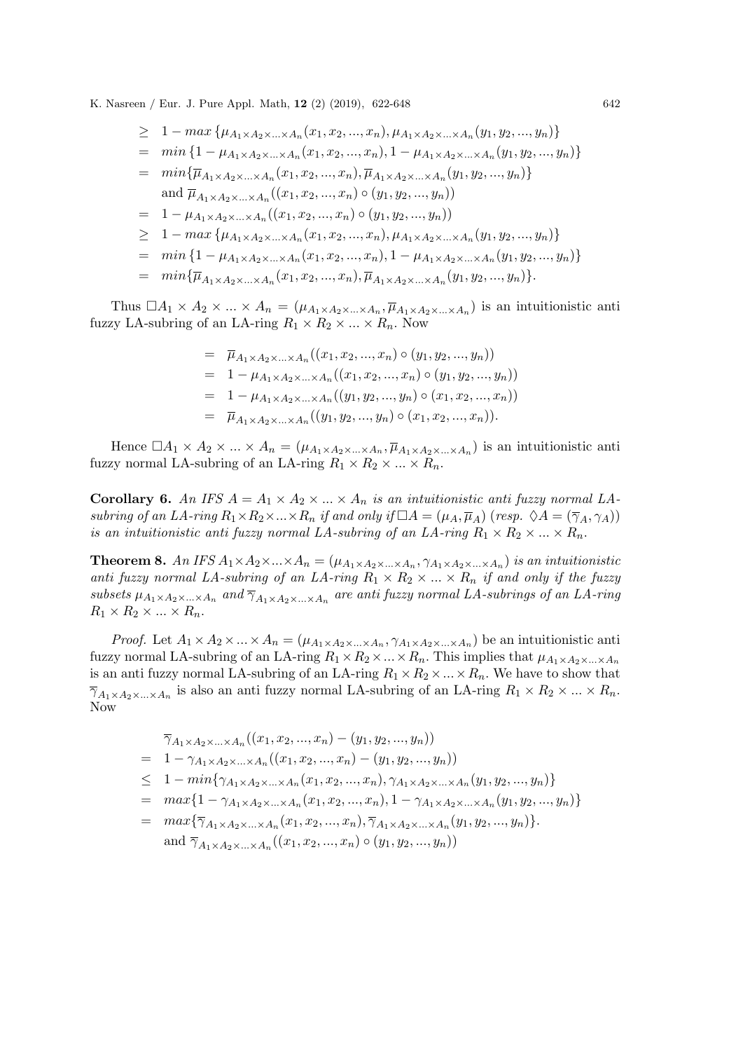$$
\begin{aligned}
&\geq 1 - max\,\{\mu_{A_1\times A_2\times\ldots\times A_n}(x_1,x_2,...,x_n), \mu_{A_1\times A_2\times\ldots\times A_n}(y_1,y_2,...,y_n)\} \\
&= min\,\{1-\mu_{A_1\times A_2\times\ldots\times A_n}(x_1,x_2,...,x_n), 1-\mu_{A_1\times A_2\times\ldots\times A_n}(y_1,y_2,...,y_n)\} \\
&= min\{\overline{\mu}_{A_1\times A_2\times\ldots\times A_n}(x_1,x_2,...,x_n), \overline{\mu}_{A_1\times A_2\times\ldots\times A_n}(y_1,y_2,...,y_n)\} \\
&\quad \text{and } \overline{\mu}_{A_1\times A_2\times\ldots\times A_n}((x_1,x_2,...,x_n)\circ(y_1,y_2,...,y_n)) \\
&= 1-\mu_{A_1\times A_2\times\ldots\times A_n}((x_1,x_2,...,x_n)\circ(y_1,y_2,...,y_n)) \\
&\geq 1 - max\,\{\mu_{A_1\times A_2\times\ldots\times A_n}(x_1,x_2,...,x_n), \mu_{A_1\times A_2\times\ldots\times A_n}(y_1,y_2,...,y_n)\} \\
&= min\,\{1-\mu_{A_1\times A_2\times\ldots\times A_n}(x_1,x_2,...,x_n), 1-\mu_{A_1\times A_2\times\ldots\times A_n}(y_1,y_2,...,y_n)\} \\
&= min\{\overline{\mu}_{A_1\times A_2\times\ldots\times A_n}(x_1,x_2,...,x_n), \overline{\mu}_{A_1\times A_2\times\ldots\times A_n}(y_1,y_2,...,y_n)\}.
\end{aligned}
$$

Thus $\square A_1 \times A_2 \times ... \times A_n = (\mu_{A_1\times A_2\times\ldots\times A_n}, \overline{\mu}_{A_1\times A_2\times\ldots\times A_n})$ is an intuitionistic anti fuzzy LA-subring of an LA-ring $R_1 \times R_2 \times ... \times R_n$. Now

$$
\begin{aligned}
&= \overline{\mu}_{A_1\times A_2\times\ldots\times A_n}((x_1,x_2,...,x_n)\circ(y_1,y_2,...,y_n)) \\
&= 1-\mu_{A_1\times A_2\times\ldots\times A_n}((x_1,x_2,...,x_n)\circ(y_1,y_2,...,y_n)) \\
&= 1-\mu_{A_1\times A_2\times\ldots\times A_n}((y_1,y_2,...,y_n)\circ(x_1,x_2,...,x_n)) \\
&= \overline{\mu}_{A_1\times A_2\times\ldots\times A_n}((y_1,y_2,...,y_n)\circ(x_1,x_2,...,x_n)).
\end{aligned}
$$

Hence $\square A_1 \times A_2 \times ... \times A_n = (\mu_{A_1\times A_2\times\ldots\times A_n}, \overline{\mu}_{A_1\times A_2\times\ldots\times A_n})$ is an intuitionistic anti fuzzy normal LA-subring of an LA-ring $R_1 \times R_2 \times ... \times R_n$.

**Corollary 6.** *An IFS $A = A_1 \times A_2 \times ... \times A_n$ is an intuitionistic anti fuzzy normal LA-subring of an LA-ring $R_1\times R_2\times ...\times R_n$ if and only if $\square A = (\mu_A, \overline{\mu}_A)$ (resp. $\lozenge A = (\overline{\gamma}_A, \gamma_A)$) is an intuitionistic anti fuzzy normal LA-subring of an LA-ring $R_1 \times R_2 \times ... \times R_n$.*

**Theorem 8.** *An IFS $A_1\times A_2\times ...\times A_n = (\mu_{A_1\times A_2\times\ldots\times A_n}, \gamma_{A_1\times A_2\times\ldots\times A_n})$ is an intuitionistic anti fuzzy normal LA-subring of an LA-ring $R_1 \times R_2 \times ... \times R_n$ if and only if the fuzzy subsets $\mu_{A_1\times A_2\times\ldots\times A_n}$ and $\overline{\gamma}_{A_1\times A_2\times\ldots\times A_n}$ are anti fuzzy normal LA-subrings of an LA-ring $R_1 \times R_2 \times ... \times R_n$.*

*Proof.* Let $A_1 \times A_2 \times ... \times A_n = (\mu_{A_1\times A_2\times\ldots\times A_n}, \gamma_{A_1\times A_2\times\ldots\times A_n})$ be an intuitionistic anti fuzzy normal LA-subring of an LA-ring $R_1 \times R_2 \times ... \times R_n$. This implies that $\mu_{A_1\times A_2\times\ldots\times A_n}$ is an anti fuzzy normal LA-subring of an LA-ring $R_1 \times R_2 \times ... \times R_n$. We have to show that $\overline{\gamma}_{A_1\times A_2\times\ldots\times A_n}$ is also an anti fuzzy normal LA-subring of an LA-ring $R_1 \times R_2 \times ... \times R_n$. Now

$$
\begin{aligned}
&\quad \overline{\gamma}_{A_1\times A_2\times\ldots\times A_n}((x_1,x_2,...,x_n)-(y_1,y_2,...,y_n)) \\
&= 1-\gamma_{A_1\times A_2\times\ldots\times A_n}((x_1,x_2,...,x_n)-(y_1,y_2,...,y_n)) \\
&\leq 1 - min\{\gamma_{A_1\times A_2\times\ldots\times A_n}(x_1,x_2,...,x_n), \gamma_{A_1\times A_2\times\ldots\times A_n}(y_1,y_2,...,y_n)\} \\
&= max\{1-\gamma_{A_1\times A_2\times\ldots\times A_n}(x_1,x_2,...,x_n), 1-\gamma_{A_1\times A_2\times\ldots\times A_n}(y_1,y_2,...,y_n)\} \\
&= max\{\overline{\gamma}_{A_1\times A_2\times\ldots\times A_n}(x_1,x_2,...,x_n), \overline{\gamma}_{A_1\times A_2\times\ldots\times A_n}(y_1,y_2,...,y_n)\}. \\
&\quad \text{and } \overline{\gamma}_{A_1\times A_2\times\ldots\times A_n}((x_1,x_2,...,x_n)\circ(y_1,y_2,...,y_n))
\end{aligned}
$$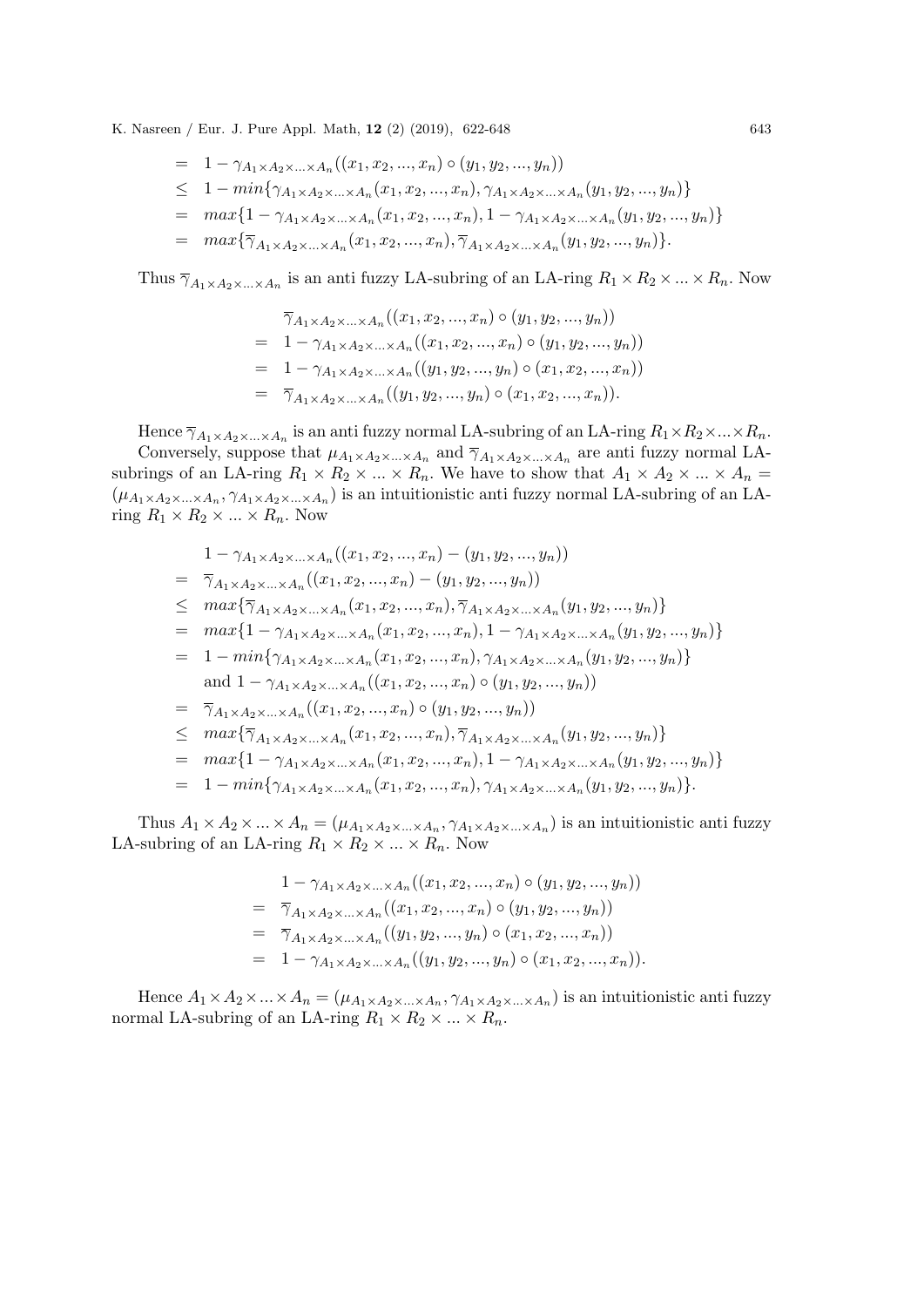$$
\begin{aligned}
&= 1 - \gamma_{A_1\times A_2\times\ldots\times A_n}((x_1,x_2,...,x_n)\circ(y_1,y_2,...,y_n))\\
&\leq 1 - min\{\gamma_{A_1\times A_2\times\ldots\times A_n}(x_1,x_2,...,x_n),\gamma_{A_1\times A_2\times\ldots\times A_n}(y_1,y_2,...,y_n)\}\\
&= max\{1-\gamma_{A_1\times A_2\times\ldots\times A_n}(x_1,x_2,...,x_n),1-\gamma_{A_1\times A_2\times\ldots\times A_n}(y_1,y_2,...,y_n)\}\\
&= max\{\overline{\gamma}_{A_1\times A_2\times\ldots\times A_n}(x_1,x_2,...,x_n),\overline{\gamma}_{A_1\times A_2\times\ldots\times A_n}(y_1,y_2,...,y_n)\}.
\end{aligned}
$$

Thus $\overline{\gamma}_{A_1\times A_2\times\ldots\times A_n}$ is an anti fuzzy LA-subring of an LA-ring $R_1\times R_2\times\ldots\times R_n$. Now

$$
\begin{aligned}
&\overline{\gamma}_{A_1\times A_2\times\ldots\times A_n}((x_1,x_2,...,x_n)\circ(y_1,y_2,...,y_n))\\
&= 1-\gamma_{A_1\times A_2\times\ldots\times A_n}((x_1,x_2,...,x_n)\circ(y_1,y_2,...,y_n))\\
&= 1-\gamma_{A_1\times A_2\times\ldots\times A_n}((y_1,y_2,...,y_n)\circ(x_1,x_2,...,x_n))\\
&= \overline{\gamma}_{A_1\times A_2\times\ldots\times A_n}((y_1,y_2,...,y_n)\circ(x_1,x_2,...,x_n)).
\end{aligned}
$$

Hence $\overline{\gamma}_{A_1\times A_2\times\ldots\times A_n}$ is an anti fuzzy normal LA-subring of an LA-ring $R_1\times R_2\times\ldots\times R_n$.

Conversely, suppose that $\mu_{A_1\times A_2\times\ldots\times A_n}$ and $\overline{\gamma}_{A_1\times A_2\times\ldots\times A_n}$ are anti fuzzy normal LA-subrings of an LA-ring $R_1\times R_2\times\ldots\times R_n$. We have to show that $A_1\times A_2\times\ldots\times A_n = (\mu_{A_1\times A_2\times\ldots\times A_n},\gamma_{A_1\times A_2\times\ldots\times A_n})$ is an intuitionistic anti fuzzy normal LA-subring of an LA-ring $R_1\times R_2\times\ldots\times R_n$. Now

$$
\begin{aligned}
&1-\gamma_{A_1\times A_2\times\ldots\times A_n}((x_1,x_2,...,x_n)-(y_1,y_2,...,y_n))\\
&= \overline{\gamma}_{A_1\times A_2\times\ldots\times A_n}((x_1,x_2,...,x_n)-(y_1,y_2,...,y_n))\\
&\leq max\{\overline{\gamma}_{A_1\times A_2\times\ldots\times A_n}(x_1,x_2,...,x_n),\overline{\gamma}_{A_1\times A_2\times\ldots\times A_n}(y_1,y_2,...,y_n)\}\\
&= max\{1-\gamma_{A_1\times A_2\times\ldots\times A_n}(x_1,x_2,...,x_n),1-\gamma_{A_1\times A_2\times\ldots\times A_n}(y_1,y_2,...,y_n)\}\\
&= 1-min\{\gamma_{A_1\times A_2\times\ldots\times A_n}(x_1,x_2,...,x_n),\gamma_{A_1\times A_2\times\ldots\times A_n}(y_1,y_2,...,y_n)\}\\
&\quad \text{and } 1-\gamma_{A_1\times A_2\times\ldots\times A_n}((x_1,x_2,...,x_n)\circ(y_1,y_2,...,y_n))\\
&= \overline{\gamma}_{A_1\times A_2\times\ldots\times A_n}((x_1,x_2,...,x_n)\circ(y_1,y_2,...,y_n))\\
&\leq max\{\overline{\gamma}_{A_1\times A_2\times\ldots\times A_n}(x_1,x_2,...,x_n),\overline{\gamma}_{A_1\times A_2\times\ldots\times A_n}(y_1,y_2,...,y_n)\}\\
&= max\{1-\gamma_{A_1\times A_2\times\ldots\times A_n}(x_1,x_2,...,x_n),1-\gamma_{A_1\times A_2\times\ldots\times A_n}(y_1,y_2,...,y_n)\}\\
&= 1-min\{\gamma_{A_1\times A_2\times\ldots\times A_n}(x_1,x_2,...,x_n),\gamma_{A_1\times A_2\times\ldots\times A_n}(y_1,y_2,...,y_n)\}.
\end{aligned}
$$

Thus $A_1\times A_2\times\ldots\times A_n = (\mu_{A_1\times A_2\times\ldots\times A_n},\gamma_{A_1\times A_2\times\ldots\times A_n})$ is an intuitionistic anti fuzzy LA-subring of an LA-ring $R_1\times R_2\times\ldots\times R_n$. Now

$$
\begin{aligned}
&1-\gamma_{A_1\times A_2\times\ldots\times A_n}((x_1,x_2,...,x_n)\circ(y_1,y_2,...,y_n))\\
&= \overline{\gamma}_{A_1\times A_2\times\ldots\times A_n}((x_1,x_2,...,x_n)\circ(y_1,y_2,...,y_n))\\
&= \overline{\gamma}_{A_1\times A_2\times\ldots\times A_n}((y_1,y_2,...,y_n)\circ(x_1,x_2,...,x_n))\\
&= 1-\gamma_{A_1\times A_2\times\ldots\times A_n}((y_1,y_2,...,y_n)\circ(x_1,x_2,...,x_n)).
\end{aligned}
$$

Hence $A_1\times A_2\times\ldots\times A_n = (\mu_{A_1\times A_2\times\ldots\times A_n},\gamma_{A_1\times A_2\times\ldots\times A_n})$ is an intuitionistic anti fuzzy normal LA-subring of an LA-ring $R_1\times R_2\times\ldots\times R_n$.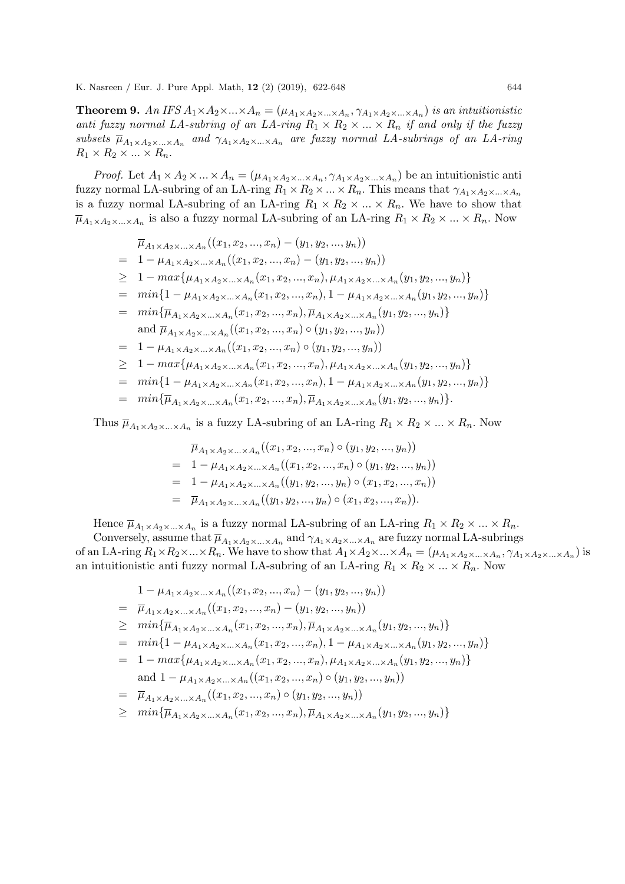**Theorem 9.** *An IFS $A_1 \times A_2 \times ... \times A_n = (\mu_{A_1 \times A_2 \times ... \times A_n}, \gamma_{A_1 \times A_2 \times ... \times A_n})$ is an intuitionistic anti fuzzy normal LA-subring of an LA-ring $R_1 \times R_2 \times ... \times R_n$ if and only if the fuzzy subsets $\overline{\mu}_{A_1 \times A_2 \times ... \times A_n}$ and $\gamma_{A_1 \times A_2 \times ... \times A_n}$ are fuzzy normal LA-subrings of an LA-ring $R_1 \times R_2 \times ... \times R_n$.*

*Proof.* Let $A_1 \times A_2 \times ... \times A_n = (\mu_{A_1 \times A_2 \times ... \times A_n}, \gamma_{A_1 \times A_2 \times ... \times A_n})$ be an intuitionistic anti fuzzy normal LA-subring of an LA-ring $R_1 \times R_2 \times ... \times R_n$. This means that $\gamma_{A_1 \times A_2 \times ... \times A_n}$ is a fuzzy normal LA-subring of an LA-ring $R_1 \times R_2 \times ... \times R_n$. We have to show that $\overline{\mu}_{A_1 \times A_2 \times ... \times A_n}$ is also a fuzzy normal LA-subring of an LA-ring $R_1 \times R_2 \times ... \times R_n$. Now

$$
\begin{aligned}
& \overline{\mu}_{A_1 \times A_2 \times ... \times A_n}((x_1, x_2, ..., x_n) - (y_1, y_2, ..., y_n)) \\
= \ & 1 - \mu_{A_1 \times A_2 \times ... \times A_n}((x_1, x_2, ..., x_n) - (y_1, y_2, ..., y_n)) \\
\geq \ & 1 - max\{\mu_{A_1 \times A_2 \times ... \times A_n}(x_1, x_2, ..., x_n), \mu_{A_1 \times A_2 \times ... \times A_n}(y_1, y_2, ..., y_n)\} \\
= \ & min\{1 - \mu_{A_1 \times A_2 \times ... \times A_n}(x_1, x_2, ..., x_n), 1 - \mu_{A_1 \times A_2 \times ... \times A_n}(y_1, y_2, ..., y_n)\} \\
= \ & min\{\overline{\mu}_{A_1 \times A_2 \times ... \times A_n}(x_1, x_2, ..., x_n), \overline{\mu}_{A_1 \times A_2 \times ... \times A_n}(y_1, y_2, ..., y_n)\} \\
& \text{and } \overline{\mu}_{A_1 \times A_2 \times ... \times A_n}((x_1, x_2, ..., x_n) \circ (y_1, y_2, ..., y_n)) \\
= \ & 1 - \mu_{A_1 \times A_2 \times ... \times A_n}((x_1, x_2, ..., x_n) \circ (y_1, y_2, ..., y_n)) \\
\geq \ & 1 - max\{\mu_{A_1 \times A_2 \times ... \times A_n}(x_1, x_2, ..., x_n), \mu_{A_1 \times A_2 \times ... \times A_n}(y_1, y_2, ..., y_n)\} \\
= \ & min\{1 - \mu_{A_1 \times A_2 \times ... \times A_n}(x_1, x_2, ..., x_n), 1 - \mu_{A_1 \times A_2 \times ... \times A_n}(y_1, y_2, ..., y_n)\} \\
= \ & min\{\overline{\mu}_{A_1 \times A_2 \times ... \times A_n}(x_1, x_2, ..., x_n), \overline{\mu}_{A_1 \times A_2 \times ... \times A_n}(y_1, y_2, ..., y_n)\}.
\end{aligned}
$$

Thus $\overline{\mu}_{A_1 \times A_2 \times ... \times A_n}$ is a fuzzy LA-subring of an LA-ring $R_1 \times R_2 \times ... \times R_n$. Now

$$
\begin{aligned}
& \overline{\mu}_{A_1 \times A_2 \times ... \times A_n}((x_1, x_2, ..., x_n) \circ (y_1, y_2, ..., y_n)) \\
= \ & 1 - \mu_{A_1 \times A_2 \times ... \times A_n}((x_1, x_2, ..., x_n) \circ (y_1, y_2, ..., y_n)) \\
= \ & 1 - \mu_{A_1 \times A_2 \times ... \times A_n}((y_1, y_2, ..., y_n) \circ (x_1, x_2, ..., x_n)) \\
= \ & \overline{\mu}_{A_1 \times A_2 \times ... \times A_n}((y_1, y_2, ..., y_n) \circ (x_1, x_2, ..., x_n)).
\end{aligned}
$$

Hence $\overline{\mu}_{A_1 \times A_2 \times ... \times A_n}$ is a fuzzy normal LA-subring of an LA-ring $R_1 \times R_2 \times ... \times R_n$.

Conversely, assume that $\overline{\mu}_{A_1 \times A_2 \times ... \times A_n}$ and $\gamma_{A_1 \times A_2 \times ... \times A_n}$ are fuzzy normal LA-subrings of an LA-ring $R_1 \times R_2 \times ... \times R_n$. We have to show that $A_1 \times A_2 \times ... \times A_n = (\mu_{A_1 \times A_2 \times ... \times A_n}, \gamma_{A_1 \times A_2 \times ... \times A_n})$ is an intuitionistic anti fuzzy normal LA-subring of an LA-ring $R_1 \times R_2 \times ... \times R_n$. Now

$$
\begin{aligned}
& 1 - \mu_{A_1 \times A_2 \times ... \times A_n}((x_1, x_2, ..., x_n) - (y_1, y_2, ..., y_n)) \\
= \ & \overline{\mu}_{A_1 \times A_2 \times ... \times A_n}((x_1, x_2, ..., x_n) - (y_1, y_2, ..., y_n)) \\
\geq \ & min\{\overline{\mu}_{A_1 \times A_2 \times ... \times A_n}(x_1, x_2, ..., x_n), \overline{\mu}_{A_1 \times A_2 \times ... \times A_n}(y_1, y_2, ..., y_n)\} \\
= \ & min\{1 - \mu_{A_1 \times A_2 \times ... \times A_n}(x_1, x_2, ..., x_n), 1 - \mu_{A_1 \times A_2 \times ... \times A_n}(y_1, y_2, ..., y_n)\} \\
= \ & 1 - max\{\mu_{A_1 \times A_2 \times ... \times A_n}(x_1, x_2, ..., x_n), \mu_{A_1 \times A_2 \times ... \times A_n}(y_1, y_2, ..., y_n)\} \\
& \text{and } 1 - \mu_{A_1 \times A_2 \times ... \times A_n}((x_1, x_2, ..., x_n) \circ (y_1, y_2, ..., y_n)) \\
= \ & \overline{\mu}_{A_1 \times A_2 \times ... \times A_n}((x_1, x_2, ..., x_n) \circ (y_1, y_2, ..., y_n)) \\
\geq \ & min\{\overline{\mu}_{A_1 \times A_2 \times ... \times A_n}(x_1, x_2, ..., x_n), \overline{\mu}_{A_1 \times A_2 \times ... \times A_n}(y_1, y_2, ..., y_n)\}
\end{aligned}
$$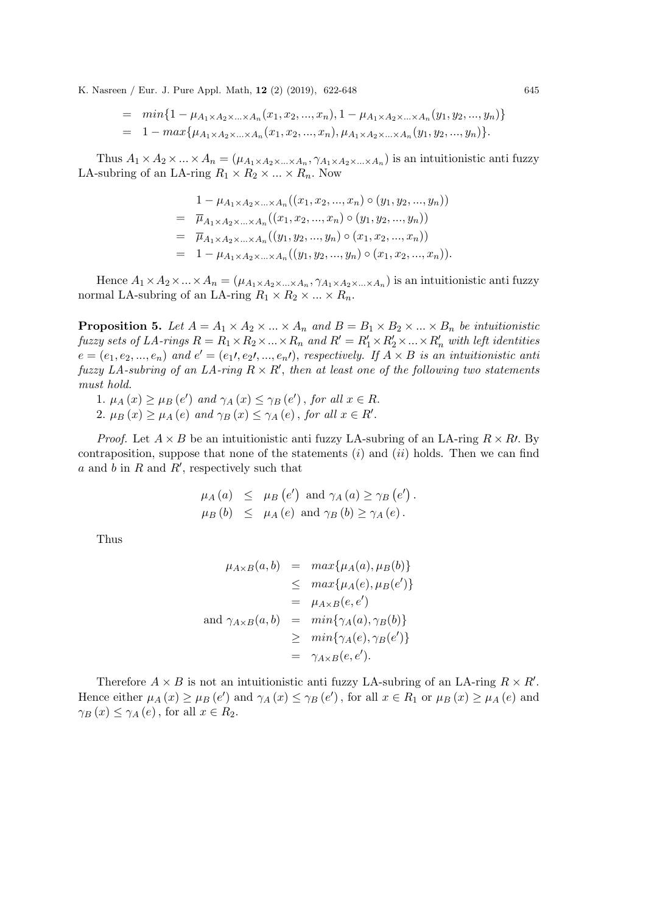$$
\begin{aligned}
&= \ min\{1 - \mu_{A_1 \times A_2 \times ... \times A_n}(x_1, x_2, ..., x_n), 1 - \mu_{A_1 \times A_2 \times ... \times A_n}(y_1, y_2, ..., y_n)\} \\
&= \ 1 - max\{\mu_{A_1 \times A_2 \times ... \times A_n}(x_1, x_2, ..., x_n), \mu_{A_1 \times A_2 \times ... \times A_n}(y_1, y_2, ..., y_n)\}.
\end{aligned}
$$

Thus $A_1 \times A_2 \times ... \times A_n = (\mu_{A_1 \times A_2 \times ... \times A_n}, \gamma_{A_1 \times A_2 \times ... \times A_n})$ is an intuitionistic anti fuzzy LA-subring of an LA-ring $R_1 \times R_2 \times ... \times R_n$. Now

$$
\begin{aligned}
& \ 1 - \mu_{A_1 \times A_2 \times ... \times A_n}((x_1, x_2, ..., x_n) \circ (y_1, y_2, ..., y_n)) \\
= & \ \overline{\mu}_{A_1 \times A_2 \times ... \times A_n}((x_1, x_2, ..., x_n) \circ (y_1, y_2, ..., y_n)) \\
= & \ \overline{\mu}_{A_1 \times A_2 \times ... \times A_n}((y_1, y_2, ..., y_n) \circ (x_1, x_2, ..., x_n)) \\
= & \ 1 - \mu_{A_1 \times A_2 \times ... \times A_n}((y_1, y_2, ..., y_n) \circ (x_1, x_2, ..., x_n)).
\end{aligned}
$$

Hence $A_1 \times A_2 \times ... \times A_n = (\mu_{A_1 \times A_2 \times ... \times A_n}, \gamma_{A_1 \times A_2 \times ... \times A_n})$ is an intuitionistic anti fuzzy normal LA-subring of an LA-ring $R_1 \times R_2 \times ... \times R_n$.

**Proposition 5.** *Let $A = A_1 \times A_2 \times ... \times A_n$ and $B = B_1 \times B_2 \times ... \times B_n$ be intuitionistic fuzzy sets of LA-rings $R = R_1 \times R_2 \times ... \times R_n$ and $R' = R'_1 \times R'_2 \times ... \times R'_n$ with left identities $e = (e_1, e_2, ..., e_n)$ and $e' = (e_1\prime, e_2\prime, ..., e_n\prime)$, respectively. If $A \times B$ is an intuitionistic anti fuzzy LA-subring of an LA-ring $R \times R'$, then at least one of the following two statements must hold.*

1. $\mu_A(x) \geq \mu_B(e')$ *and* $\gamma_A(x) \leq \gamma_B(e')$, *for all* $x \in R$.
2. $\mu_B(x) \geq \mu_A(e)$ *and* $\gamma_B(x) \leq \gamma_A(e)$, *for all* $x \in R'$.

*Proof.* Let $A \times B$ be an intuitionistic anti fuzzy LA-subring of an LA-ring $R \times R\prime$. By contraposition, suppose that none of the statements $(i)$ and $(ii)$ holds. Then we can find $a$ and $b$ in $R$ and $R'$, respectively such that

$$
\begin{aligned}
\mu_A(a) & \leq \mu_B(e') \text{ and } \gamma_A(a) \geq \gamma_B(e'). \\
\mu_B(b) & \leq \mu_A(e) \text{ and } \gamma_B(b) \geq \gamma_A(e).
\end{aligned}
$$

Thus

$$
\begin{aligned}
\mu_{A \times B}(a, b) &= max\{\mu_A(a), \mu_B(b)\} \\
&\leq max\{\mu_A(e), \mu_B(e')\} \\
&= \mu_{A \times B}(e, e') \\
\text{and } \gamma_{A \times B}(a, b) &= min\{\gamma_A(a), \gamma_B(b)\} \\
&\geq min\{\gamma_A(e), \gamma_B(e')\} \\
&= \gamma_{A \times B}(e, e').
\end{aligned}
$$

Therefore $A \times B$ is not an intuitionistic anti fuzzy LA-subring of an LA-ring $R \times R'$. Hence either $\mu_A(x) \geq \mu_B(e')$ and $\gamma_A(x) \leq \gamma_B(e')$, for all $x \in R_1$ or $\mu_B(x) \geq \mu_A(e)$ and $\gamma_B(x) \leq \gamma_A(e)$, for all $x \in R_2$.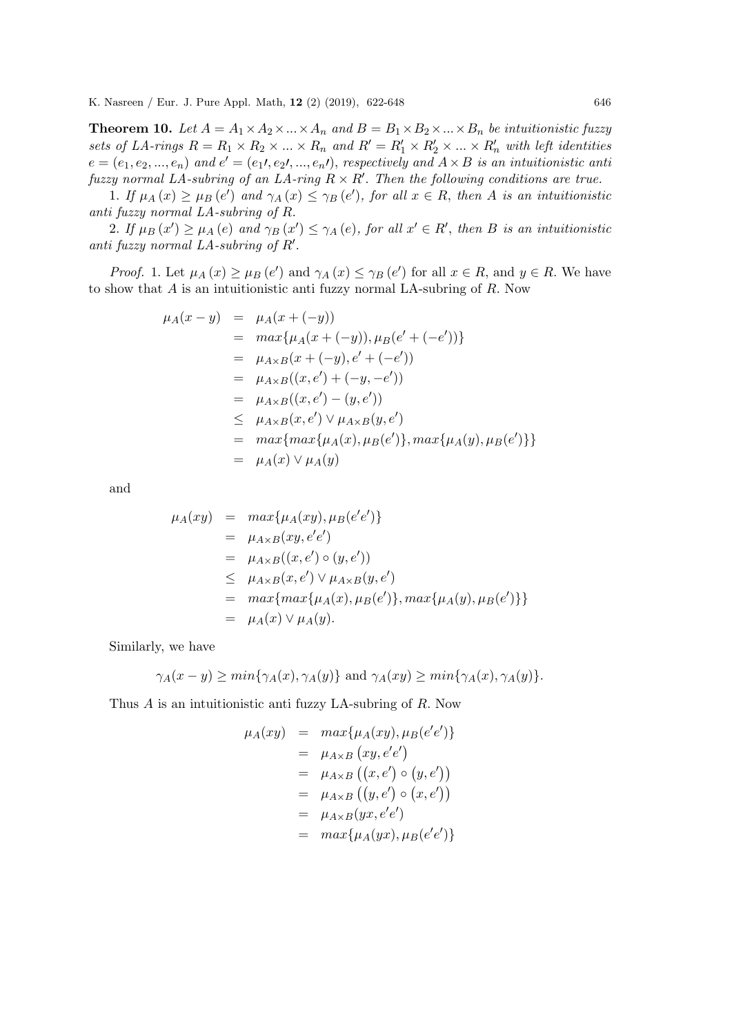**Theorem 10.** *Let $A = A_1 \times A_2 \times ... \times A_n$ and $B = B_1 \times B_2 \times ... \times B_n$ be intuitionistic fuzzy sets of LA-rings $R = R_1 \times R_2 \times ... \times R_n$ and $R' = R_1' \times R_2' \times ... \times R_n'$ with left identities $e = (e_1, e_2, ..., e_n)$ and $e' = (e_1\prime, e_2\prime, ..., e_n\prime)$, respectively and $A \times B$ is an intuitionistic anti fuzzy normal LA-subring of an LA-ring $R \times R'$. Then the following conditions are true.*

*1. If $\mu_A(x) \geq \mu_B(e')$ and $\gamma_A(x) \leq \gamma_B(e')$, for all $x \in R$, then $A$ is an intuitionistic anti fuzzy normal LA-subring of $R$.*

*2. If $\mu_B(x') \geq \mu_A(e)$ and $\gamma_B(x') \leq \gamma_A(e)$, for all $x' \in R'$, then $B$ is an intuitionistic anti fuzzy normal LA-subring of $R'$.*

*Proof.* 1. Let $\mu_A(x) \geq \mu_B(e')$ and $\gamma_A(x) \leq \gamma_B(e')$ for all $x \in R$, and $y \in R$. We have to show that $A$ is an intuitionistic anti fuzzy normal LA-subring of $R$. Now

$$\begin{aligned}
\mu_A(x-y) &= \mu_A(x+(-y)) \\
&= max\{\mu_A(x+(-y)), \mu_B(e'+(-e'))\} \\
&= \mu_{A\times B}(x+(-y), e'+(-e')) \\
&= \mu_{A\times B}((x,e')+(-y,-e')) \\
&= \mu_{A\times B}((x,e')-(y,e')) \\
&\leq \mu_{A\times B}(x,e') \vee \mu_{A\times B}(y,e') \\
&= max\{max\{\mu_A(x), \mu_B(e')\}, max\{\mu_A(y), \mu_B(e')\}\} \\
&= \mu_A(x) \vee \mu_A(y)
\end{aligned}$$

and

$$\begin{aligned}
\mu_A(xy) &= max\{\mu_A(xy), \mu_B(e'e')\} \\
&= \mu_{A\times B}(xy, e'e') \\
&= \mu_{A\times B}((x,e') \circ (y,e')) \\
&\leq \mu_{A\times B}(x,e') \vee \mu_{A\times B}(y,e') \\
&= max\{max\{\mu_A(x), \mu_B(e')\}, max\{\mu_A(y), \mu_B(e')\}\} \\
&= \mu_A(x) \vee \mu_A(y).
\end{aligned}$$

Similarly, we have

$$\gamma_A(x-y) \geq min\{\gamma_A(x), \gamma_A(y)\} \text{ and } \gamma_A(xy) \geq min\{\gamma_A(x), \gamma_A(y)\}.$$

Thus $A$ is an intuitionistic anti fuzzy LA-subring of $R$. Now

$$\begin{aligned}
\mu_A(xy) &= max\{\mu_A(xy), \mu_B(e'e')\} \\
&= \mu_{A\times B}(xy, e'e') \\
&= \mu_{A\times B}((x,e') \circ (y,e')) \\
&= \mu_{A\times B}((y,e') \circ (x,e')) \\
&= \mu_{A\times B}(yx, e'e') \\
&= max\{\mu_A(yx), \mu_B(e'e')\}
\end{aligned}$$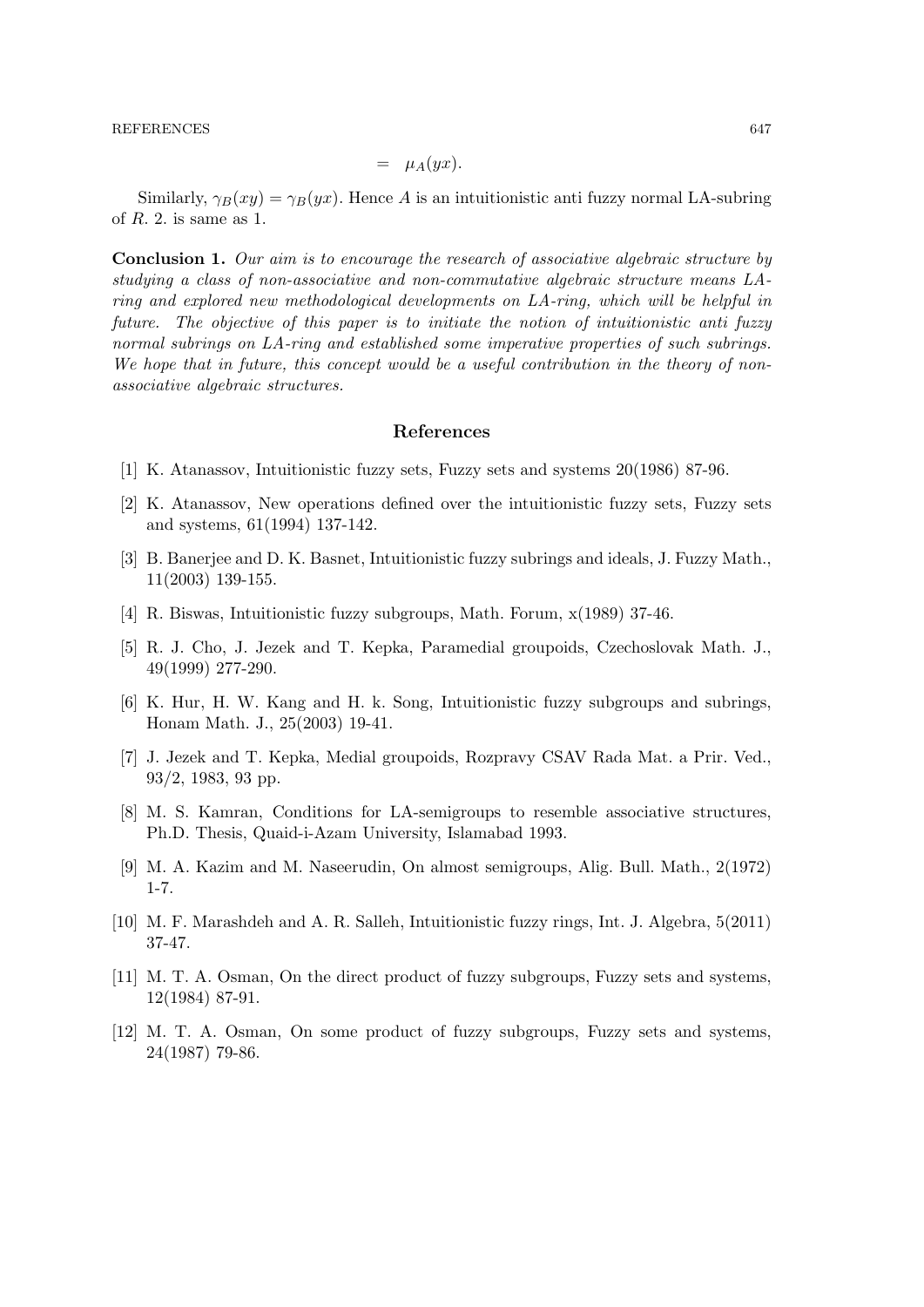$$= \mu_A(yx).$$

Similarly, $\gamma_B(xy) = \gamma_B(yx)$. Hence $A$ is an intuitionistic anti fuzzy normal LA-subring of $R$. 2. is same as 1.

**Conclusion 1.** *Our aim is to encourage the research of associative algebraic structure by studying a class of non-associative and non-commutative algebraic structure means LA-ring and explored new methodological developments on LA-ring, which will be helpful in future. The objective of this paper is to initiate the notion of intuitionistic anti fuzzy normal subrings on LA-ring and established some imperative properties of such subrings. We hope that in future, this concept would be a useful contribution in the theory of non-associative algebraic structures.*

## References

[1] K. Atanassov, Intuitionistic fuzzy sets, Fuzzy sets and systems 20(1986) 87-96.

[2] K. Atanassov, New operations defined over the intuitionistic fuzzy sets, Fuzzy sets and systems, 61(1994) 137-142.

[3] B. Banerjee and D. K. Basnet, Intuitionistic fuzzy subrings and ideals, J. Fuzzy Math., 11(2003) 139-155.

[4] R. Biswas, Intuitionistic fuzzy subgroups, Math. Forum, x(1989) 37-46.

[5] R. J. Cho, J. Jezek and T. Kepka, Paramedial groupoids, Czechoslovak Math. J., 49(1999) 277-290.

[6] K. Hur, H. W. Kang and H. k. Song, Intuitionistic fuzzy subgroups and subrings, Honam Math. J., 25(2003) 19-41.

[7] J. Jezek and T. Kepka, Medial groupoids, Rozpravy CSAV Rada Mat. a Prir. Ved., 93/2, 1983, 93 pp.

[8] M. S. Kamran, Conditions for LA-semigroups to resemble associative structures, Ph.D. Thesis, Quaid-i-Azam University, Islamabad 1993.

[9] M. A. Kazim and M. Naseerudin, On almost semigroups, Alig. Bull. Math., 2(1972) 1-7.

[10] M. F. Marashdeh and A. R. Salleh, Intuitionistic fuzzy rings, Int. J. Algebra, 5(2011) 37-47.

[11] M. T. A. Osman, On the direct product of fuzzy subgroups, Fuzzy sets and systems, 12(1984) 87-91.

[12] M. T. A. Osman, On some product of fuzzy subgroups, Fuzzy sets and systems, 24(1987) 79-86.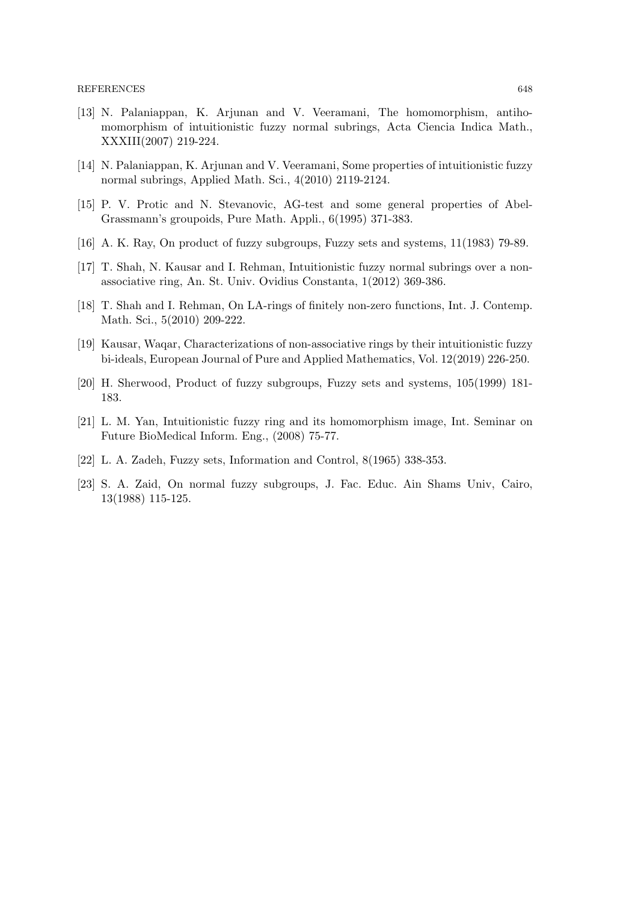[13] N. Palaniappan, K. Arjunan and V. Veeramani, The homomorphism, antihomomorphism of intuitionistic fuzzy normal subrings, Acta Ciencia Indica Math., XXXIII(2007) 219-224.

[14] N. Palaniappan, K. Arjunan and V. Veeramani, Some properties of intuitionistic fuzzy normal subrings, Applied Math. Sci., 4(2010) 2119-2124.

[15] P. V. Protic and N. Stevanovic, AG-test and some general properties of Abel-Grassmann's groupoids, Pure Math. Appli., 6(1995) 371-383.

[16] A. K. Ray, On product of fuzzy subgroups, Fuzzy sets and systems, 11(1983) 79-89.

[17] T. Shah, N. Kausar and I. Rehman, Intuitionistic fuzzy normal subrings over a non-associative ring, An. St. Univ. Ovidius Constanta, 1(2012) 369-386.

[18] T. Shah and I. Rehman, On LA-rings of finitely non-zero functions, Int. J. Contemp. Math. Sci., 5(2010) 209-222.

[19] Kausar, Waqar, Characterizations of non-associative rings by their intuitionistic fuzzy bi-ideals, European Journal of Pure and Applied Mathematics, Vol. 12(2019) 226-250.

[20] H. Sherwood, Product of fuzzy subgroups, Fuzzy sets and systems, 105(1999) 181-183.

[21] L. M. Yan, Intuitionistic fuzzy ring and its homomorphism image, Int. Seminar on Future BioMedical Inform. Eng., (2008) 75-77.

[22] L. A. Zadeh, Fuzzy sets, Information and Control, 8(1965) 338-353.

[23] S. A. Zaid, On normal fuzzy subgroups, J. Fac. Educ. Ain Shams Univ, Cairo, 13(1988) 115-125.